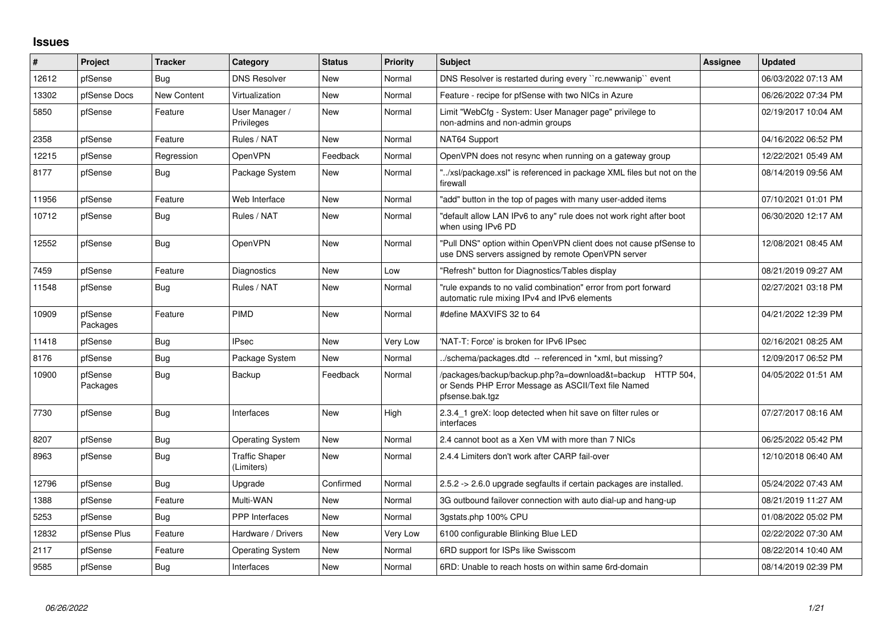# Issues

| # | Project | Tracker | Category | Status | Priority | Subject | Assignee | Updated |
|---|---|---|---|---|---|---|---|---|
| 12612 | pfSense | Bug | DNS Resolver | New | Normal | DNS Resolver is restarted during every ``rc.newwanip`` event | | 06/03/2022 07:13 AM |
| 13302 | pfSense Docs | New Content | Virtualization | New | Normal | Feature - recipe for pfSense with two NICs in Azure | | 06/26/2022 07:34 PM |
| 5850 | pfSense | Feature | User Manager / Privileges | New | Normal | Limit "WebCfg - System: User Manager page" privilege to non-admins and non-admin groups | | 02/19/2017 10:04 AM |
| 2358 | pfSense | Feature | Rules / NAT | New | Normal | NAT64 Support | | 04/16/2022 06:52 PM |
| 12215 | pfSense | Regression | OpenVPN | Feedback | Normal | OpenVPN does not resync when running on a gateway group | | 12/22/2021 05:49 AM |
| 8177 | pfSense | Bug | Package System | New | Normal | "../xsl/package.xsl" is referenced in package XML files but not on the firewall | | 08/14/2019 09:56 AM |
| 11956 | pfSense | Feature | Web Interface | New | Normal | "add" button in the top of pages with many user-added items | | 07/10/2021 01:01 PM |
| 10712 | pfSense | Bug | Rules / NAT | New | Normal | "default allow LAN IPv6 to any" rule does not work right after boot when using IPv6 PD | | 06/30/2020 12:17 AM |
| 12552 | pfSense | Bug | OpenVPN | New | Normal | "Pull DNS" option within OpenVPN client does not cause pfSense to use DNS servers assigned by remote OpenVPN server | | 12/08/2021 08:45 AM |
| 7459 | pfSense | Feature | Diagnostics | New | Low | "Refresh" button for Diagnostics/Tables display | | 08/21/2019 09:27 AM |
| 11548 | pfSense | Bug | Rules / NAT | New | Normal | "rule expands to no valid combination" error from port forward automatic rule mixing IPv4 and IPv6 elements | | 02/27/2021 03:18 PM |
| 10909 | pfSense Packages | Feature | PIMD | New | Normal | #define MAXVIFS 32 to 64 | | 04/21/2022 12:39 PM |
| 11418 | pfSense | Bug | IPsec | New | Very Low | 'NAT-T: Force' is broken for IPv6 IPsec | | 02/16/2021 08:25 AM |
| 8176 | pfSense | Bug | Package System | New | Normal | ../schema/packages.dtd -- referenced in *xml, but missing? | | 12/09/2017 06:52 PM |
| 10900 | pfSense Packages | Bug | Backup | Feedback | Normal | /packages/backup/backup.php?a=download&t=backup HTTP 504, or Sends PHP Error Message as ASCII/Text file Named pfsense.bak.tgz | | 04/05/2022 01:51 AM |
| 7730 | pfSense | Bug | Interfaces | New | High | 2.3.4_1 greX: loop detected when hit save on filter rules or interfaces | | 07/27/2017 08:16 AM |
| 8207 | pfSense | Bug | Operating System | New | Normal | 2.4 cannot boot as a Xen VM with more than 7 NICs | | 06/25/2022 05:42 PM |
| 8963 | pfSense | Bug | Traffic Shaper (Limiters) | New | Normal | 2.4.4 Limiters don't work after CARP fail-over | | 12/10/2018 06:40 AM |
| 12796 | pfSense | Bug | Upgrade | Confirmed | Normal | 2.5.2 -> 2.6.0 upgrade segfaults if certain packages are installed. | | 05/24/2022 07:43 AM |
| 1388 | pfSense | Feature | Multi-WAN | New | Normal | 3G outbound failover connection with auto dial-up and hang-up | | 08/21/2019 11:27 AM |
| 5253 | pfSense | Bug | PPP Interfaces | New | Normal | 3gstats.php 100% CPU | | 01/08/2022 05:02 PM |
| 12832 | pfSense Plus | Feature | Hardware / Drivers | New | Very Low | 6100 configurable Blinking Blue LED | | 02/22/2022 07:30 AM |
| 2117 | pfSense | Feature | Operating System | New | Normal | 6RD support for ISPs like Swisscom | | 08/22/2014 10:40 AM |
| 9585 | pfSense | Bug | Interfaces | New | Normal | 6RD: Unable to reach hosts on within same 6rd-domain | | 08/14/2019 02:39 PM |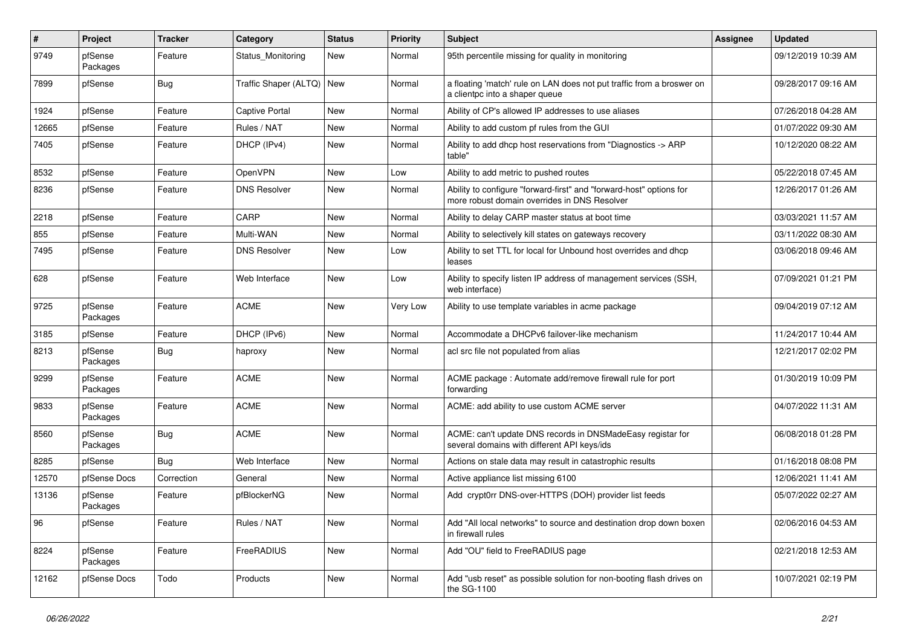| # | Project | Tracker | Category | Status | Priority | Subject | Assignee | Updated |
|---|---|---|---|---|---|---|---|---|
| 9749 | pfSense Packages | Feature | Status_Monitoring | New | Normal | 95th percentile missing for quality in monitoring | | 09/12/2019 10:39 AM |
| 7899 | pfSense | Bug | Traffic Shaper (ALTQ) | New | Normal | a floating 'match' rule on LAN does not put traffic from a broswer on a clientpc into a shaper queue | | 09/28/2017 09:16 AM |
| 1924 | pfSense | Feature | Captive Portal | New | Normal | Ability of CP's allowed IP addresses to use aliases | | 07/26/2018 04:28 AM |
| 12665 | pfSense | Feature | Rules / NAT | New | Normal | Ability to add custom pf rules from the GUI | | 01/07/2022 09:30 AM |
| 7405 | pfSense | Feature | DHCP (IPv4) | New | Normal | Ability to add dhcp host reservations from "Diagnostics -> ARP table" | | 10/12/2020 08:22 AM |
| 8532 | pfSense | Feature | OpenVPN | New | Low | Ability to add metric to pushed routes | | 05/22/2018 07:45 AM |
| 8236 | pfSense | Feature | DNS Resolver | New | Normal | Ability to configure "forward-first" and "forward-host" options for more robust domain overrides in DNS Resolver | | 12/26/2017 01:26 AM |
| 2218 | pfSense | Feature | CARP | New | Normal | Ability to delay CARP master status at boot time | | 03/03/2021 11:57 AM |
| 855 | pfSense | Feature | Multi-WAN | New | Normal | Ability to selectively kill states on gateways recovery | | 03/11/2022 08:30 AM |
| 7495 | pfSense | Feature | DNS Resolver | New | Low | Ability to set TTL for local for Unbound host overrides and dhcp leases | | 03/06/2018 09:46 AM |
| 628 | pfSense | Feature | Web Interface | New | Low | Ability to specify listen IP address of management services (SSH, web interface) | | 07/09/2021 01:21 PM |
| 9725 | pfSense Packages | Feature | ACME | New | Very Low | Ability to use template variables in acme package | | 09/04/2019 07:12 AM |
| 3185 | pfSense | Feature | DHCP (IPv6) | New | Normal | Accommodate a DHCPv6 failover-like mechanism | | 11/24/2017 10:44 AM |
| 8213 | pfSense Packages | Bug | haproxy | New | Normal | acl src file not populated from alias | | 12/21/2017 02:02 PM |
| 9299 | pfSense Packages | Feature | ACME | New | Normal | ACME package : Automate add/remove firewall rule for port forwarding | | 01/30/2019 10:09 PM |
| 9833 | pfSense Packages | Feature | ACME | New | Normal | ACME: add ability to use custom ACME server | | 04/07/2022 11:31 AM |
| 8560 | pfSense Packages | Bug | ACME | New | Normal | ACME: can't update DNS records in DNSMadeEasy registar for several domains with different API keys/ids | | 06/08/2018 01:28 PM |
| 8285 | pfSense | Bug | Web Interface | New | Normal | Actions on stale data may result in catastrophic results | | 01/16/2018 08:08 PM |
| 12570 | pfSense Docs | Correction | General | New | Normal | Active appliance list missing 6100 | | 12/06/2021 11:41 AM |
| 13136 | pfSense Packages | Feature | pfBlockerNG | New | Normal | Add crypt0rr DNS-over-HTTPS (DOH) provider list feeds | | 05/07/2022 02:27 AM |
| 96 | pfSense | Feature | Rules / NAT | New | Normal | Add "All local networks" to source and destination drop down boxen in firewall rules | | 02/06/2016 04:53 AM |
| 8224 | pfSense Packages | Feature | FreeRADIUS | New | Normal | Add "OU" field to FreeRADIUS page | | 02/21/2018 12:53 AM |
| 12162 | pfSense Docs | Todo | Products | New | Normal | Add "usb reset" as possible solution for non-booting flash drives on the SG-1100 | | 10/07/2021 02:19 PM |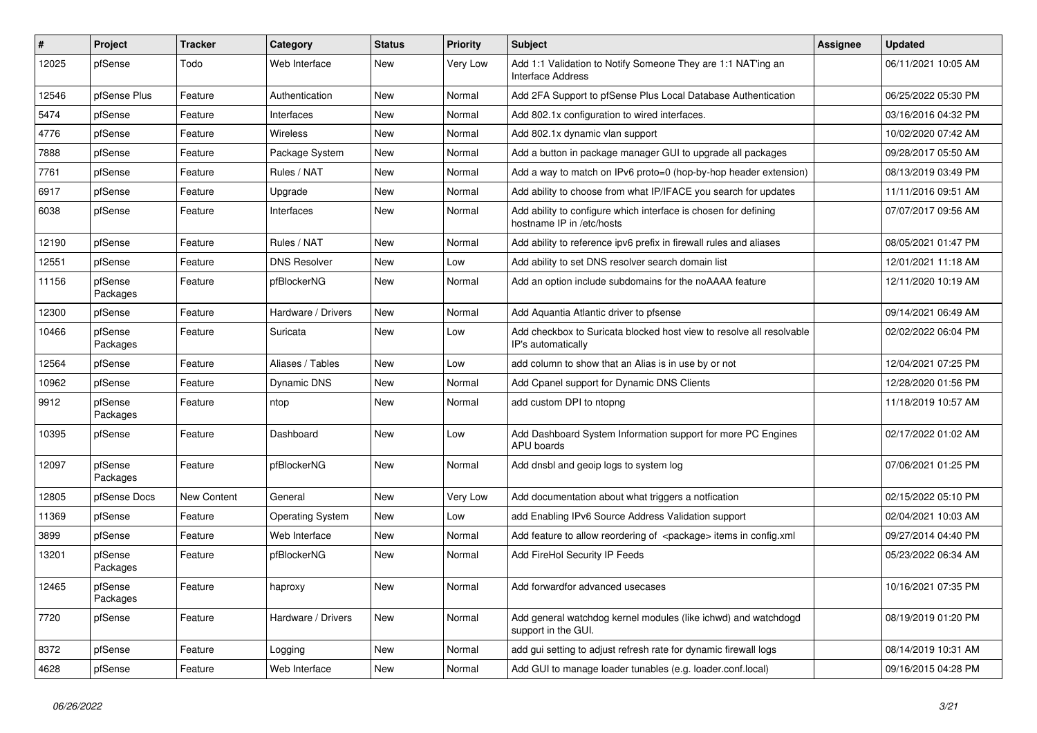| # | Project | Tracker | Category | Status | Priority | Subject | Assignee | Updated |
| --- | --- | --- | --- | --- | --- | --- | --- | --- |
| 12025 | pfSense | Todo | Web Interface | New | Very Low | Add 1:1 Validation to Notify Someone They are 1:1 NAT'ing an Interface Address | | 06/11/2021 10:05 AM |
| 12546 | pfSense Plus | Feature | Authentication | New | Normal | Add 2FA Support to pfSense Plus Local Database Authentication | | 06/25/2022 05:30 PM |
| 5474 | pfSense | Feature | Interfaces | New | Normal | Add 802.1x configuration to wired interfaces. | | 03/16/2016 04:32 PM |
| 4776 | pfSense | Feature | Wireless | New | Normal | Add 802.1x dynamic vlan support | | 10/02/2020 07:42 AM |
| 7888 | pfSense | Feature | Package System | New | Normal | Add a button in package manager GUI to upgrade all packages | | 09/28/2017 05:50 AM |
| 7761 | pfSense | Feature | Rules / NAT | New | Normal | Add a way to match on IPv6 proto=0 (hop-by-hop header extension) | | 08/13/2019 03:49 PM |
| 6917 | pfSense | Feature | Upgrade | New | Normal | Add ability to choose from what IP/IFACE you search for updates | | 11/11/2016 09:51 AM |
| 6038 | pfSense | Feature | Interfaces | New | Normal | Add ability to configure which interface is chosen for defining hostname IP in /etc/hosts | | 07/07/2017 09:56 AM |
| 12190 | pfSense | Feature | Rules / NAT | New | Normal | Add ability to reference ipv6 prefix in firewall rules and aliases | | 08/05/2021 01:47 PM |
| 12551 | pfSense | Feature | DNS Resolver | New | Low | Add ability to set DNS resolver search domain list | | 12/01/2021 11:18 AM |
| 11156 | pfSense Packages | Feature | pfBlockerNG | New | Normal | Add an option include subdomains for the noAAAA feature | | 12/11/2020 10:19 AM |
| 12300 | pfSense | Feature | Hardware / Drivers | New | Normal | Add Aquantia Atlantic driver to pfsense | | 09/14/2021 06:49 AM |
| 10466 | pfSense Packages | Feature | Suricata | New | Low | Add checkbox to Suricata blocked host view to resolve all resolvable IP's automatically | | 02/02/2022 06:04 PM |
| 12564 | pfSense | Feature | Aliases / Tables | New | Low | add column to show that an Alias is in use by or not | | 12/04/2021 07:25 PM |
| 10962 | pfSense | Feature | Dynamic DNS | New | Normal | Add Cpanel support for Dynamic DNS Clients | | 12/28/2020 01:56 PM |
| 9912 | pfSense Packages | Feature | ntop | New | Normal | add custom DPI to ntopng | | 11/18/2019 10:57 AM |
| 10395 | pfSense | Feature | Dashboard | New | Low | Add Dashboard System Information support for more PC Engines APU boards | | 02/17/2022 01:02 AM |
| 12097 | pfSense Packages | Feature | pfBlockerNG | New | Normal | Add dnsbl and geoip logs to system log | | 07/06/2021 01:25 PM |
| 12805 | pfSense Docs | New Content | General | New | Very Low | Add documentation about what triggers a notfication | | 02/15/2022 05:10 PM |
| 11369 | pfSense | Feature | Operating System | New | Low | add Enabling IPv6 Source Address Validation support | | 02/04/2021 10:03 AM |
| 3899 | pfSense | Feature | Web Interface | New | Normal | Add feature to allow reordering of <package> items in config.xml | | 09/27/2014 04:40 PM |
| 13201 | pfSense Packages | Feature | pfBlockerNG | New | Normal | Add FireHol Security IP Feeds | | 05/23/2022 06:34 AM |
| 12465 | pfSense Packages | Feature | haproxy | New | Normal | Add forwardfor advanced usecases | | 10/16/2021 07:35 PM |
| 7720 | pfSense | Feature | Hardware / Drivers | New | Normal | Add general watchdog kernel modules (like ichwd) and watchdogd support in the GUI. | | 08/19/2019 01:20 PM |
| 8372 | pfSense | Feature | Logging | New | Normal | add gui setting to adjust refresh rate for dynamic firewall logs | | 08/14/2019 10:31 AM |
| 4628 | pfSense | Feature | Web Interface | New | Normal | Add GUI to manage loader tunables (e.g. loader.conf.local) | | 09/16/2015 04:28 PM |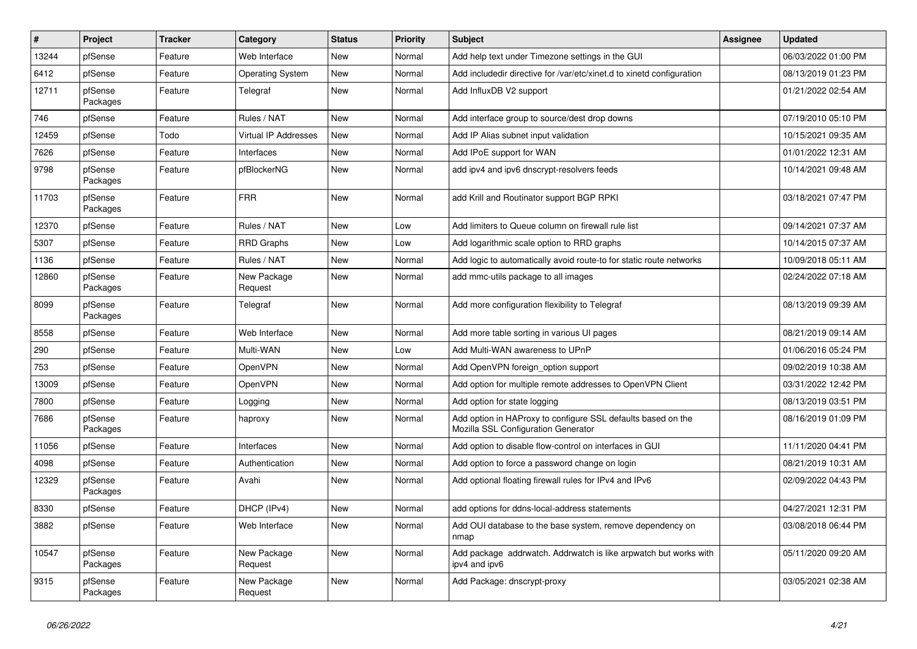| # | Project | Tracker | Category | Status | Priority | Subject | Assignee | Updated |
| --- | --- | --- | --- | --- | --- | --- | --- | --- |
| 13244 | pfSense | Feature | Web Interface | New | Normal | Add help text under Timezone settings in the GUI | | 06/03/2022 01:00 PM |
| 6412 | pfSense | Feature | Operating System | New | Normal | Add includedir directive for /var/etc/xinet.d to xinetd configuration | | 08/13/2019 01:23 PM |
| 12711 | pfSense Packages | Feature | Telegraf | New | Normal | Add InfluxDB V2 support | | 01/21/2022 02:54 AM |
| 746 | pfSense | Feature | Rules / NAT | New | Normal | Add interface group to source/dest drop downs | | 07/19/2010 05:10 PM |
| 12459 | pfSense | Todo | Virtual IP Addresses | New | Normal | Add IP Alias subnet input validation | | 10/15/2021 09:35 AM |
| 7626 | pfSense | Feature | Interfaces | New | Normal | Add IPoE support for WAN | | 01/01/2022 12:31 AM |
| 9798 | pfSense Packages | Feature | pfBlockerNG | New | Normal | add ipv4 and ipv6 dnscrypt-resolvers feeds | | 10/14/2021 09:48 AM |
| 11703 | pfSense Packages | Feature | FRR | New | Normal | add Krill and Routinator support BGP RPKI | | 03/18/2021 07:47 PM |
| 12370 | pfSense | Feature | Rules / NAT | New | Low | Add limiters to Queue column on firewall rule list | | 09/14/2021 07:37 AM |
| 5307 | pfSense | Feature | RRD Graphs | New | Low | Add logarithmic scale option to RRD graphs | | 10/14/2015 07:37 AM |
| 1136 | pfSense | Feature | Rules / NAT | New | Normal | Add logic to automatically avoid route-to for static route networks | | 10/09/2018 05:11 AM |
| 12860 | pfSense Packages | Feature | New Package Request | New | Normal | add mmc-utils package to all images | | 02/24/2022 07:18 AM |
| 8099 | pfSense Packages | Feature | Telegraf | New | Normal | Add more configuration flexibility to Telegraf | | 08/13/2019 09:39 AM |
| 8558 | pfSense | Feature | Web Interface | New | Normal | Add more table sorting in various UI pages | | 08/21/2019 09:14 AM |
| 290 | pfSense | Feature | Multi-WAN | New | Low | Add Multi-WAN awareness to UPnP | | 01/06/2016 05:24 PM |
| 753 | pfSense | Feature | OpenVPN | New | Normal | Add OpenVPN foreign_option support | | 09/02/2019 10:38 AM |
| 13009 | pfSense | Feature | OpenVPN | New | Normal | Add option for multiple remote addresses to OpenVPN Client | | 03/31/2022 12:42 PM |
| 7800 | pfSense | Feature | Logging | New | Normal | Add option for state logging | | 08/13/2019 03:51 PM |
| 7686 | pfSense Packages | Feature | haproxy | New | Normal | Add option in HAProxy to configure SSL defaults based on the Mozilla SSL Configuration Generator | | 08/16/2019 01:09 PM |
| 11056 | pfSense | Feature | Interfaces | New | Normal | Add option to disable flow-control on interfaces in GUI | | 11/11/2020 04:41 PM |
| 4098 | pfSense | Feature | Authentication | New | Normal | Add option to force a password change on login | | 08/21/2019 10:31 AM |
| 12329 | pfSense Packages | Feature | Avahi | New | Normal | Add optional floating firewall rules for IPv4 and IPv6 | | 02/09/2022 04:43 PM |
| 8330 | pfSense | Feature | DHCP (IPv4) | New | Normal | add options for ddns-local-address statements | | 04/27/2021 12:31 PM |
| 3882 | pfSense | Feature | Web Interface | New | Normal | Add OUI database to the base system, remove dependency on nmap | | 03/08/2018 06:44 PM |
| 10547 | pfSense Packages | Feature | New Package Request | New | Normal | Add package addrwatch. Addrwatch is like arpwatch but works with ipv4 and ipv6 | | 05/11/2020 09:20 AM |
| 9315 | pfSense Packages | Feature | New Package Request | New | Normal | Add Package: dnscrypt-proxy | | 03/05/2021 02:38 AM |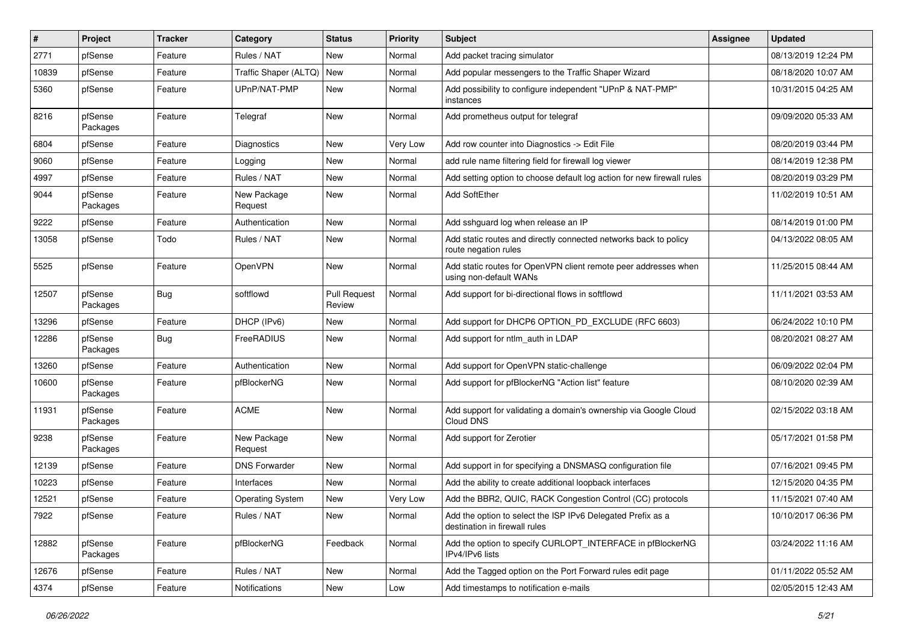| # | Project | Tracker | Category | Status | Priority | Subject | Assignee | Updated |
|---|---|---|---|---|---|---|---|---|
| 2771 | pfSense | Feature | Rules / NAT | New | Normal | Add packet tracing simulator | | 08/13/2019 12:24 PM |
| 10839 | pfSense | Feature | Traffic Shaper (ALTQ) | New | Normal | Add popular messengers to the Traffic Shaper Wizard | | 08/18/2020 10:07 AM |
| 5360 | pfSense | Feature | UPnP/NAT-PMP | New | Normal | Add possibility to configure independent "UPnP & NAT-PMP" instances | | 10/31/2015 04:25 AM |
| 8216 | pfSense Packages | Feature | Telegraf | New | Normal | Add prometheus output for telegraf | | 09/09/2020 05:33 AM |
| 6804 | pfSense | Feature | Diagnostics | New | Very Low | Add row counter into Diagnostics -> Edit File | | 08/20/2019 03:44 PM |
| 9060 | pfSense | Feature | Logging | New | Normal | add rule name filtering field for firewall log viewer | | 08/14/2019 12:38 PM |
| 4997 | pfSense | Feature | Rules / NAT | New | Normal | Add setting option to choose default log action for new firewall rules | | 08/20/2019 03:29 PM |
| 9044 | pfSense Packages | Feature | New Package Request | New | Normal | Add SoftEther | | 11/02/2019 10:51 AM |
| 9222 | pfSense | Feature | Authentication | New | Normal | Add sshguard log when release an IP | | 08/14/2019 01:00 PM |
| 13058 | pfSense | Todo | Rules / NAT | New | Normal | Add static routes and directly connected networks back to policy route negation rules | | 04/13/2022 08:05 AM |
| 5525 | pfSense | Feature | OpenVPN | New | Normal | Add static routes for OpenVPN client remote peer addresses when using non-default WANs | | 11/25/2015 08:44 AM |
| 12507 | pfSense Packages | Bug | softflowd | Pull Request Review | Normal | Add support for bi-directional flows in softflowd | | 11/11/2021 03:53 AM |
| 13296 | pfSense | Feature | DHCP (IPv6) | New | Normal | Add support for DHCP6 OPTION_PD_EXCLUDE (RFC 6603) | | 06/24/2022 10:10 PM |
| 12286 | pfSense Packages | Bug | FreeRADIUS | New | Normal | Add support for ntlm_auth in LDAP | | 08/20/2021 08:27 AM |
| 13260 | pfSense | Feature | Authentication | New | Normal | Add support for OpenVPN static-challenge | | 06/09/2022 02:04 PM |
| 10600 | pfSense Packages | Feature | pfBlockerNG | New | Normal | Add support for pfBlockerNG "Action list" feature | | 08/10/2020 02:39 AM |
| 11931 | pfSense Packages | Feature | ACME | New | Normal | Add support for validating a domain's ownership via Google Cloud Cloud DNS | | 02/15/2022 03:18 AM |
| 9238 | pfSense Packages | Feature | New Package Request | New | Normal | Add support for Zerotier | | 05/17/2021 01:58 PM |
| 12139 | pfSense | Feature | DNS Forwarder | New | Normal | Add support in for specifying a DNSMASQ configuration file | | 07/16/2021 09:45 PM |
| 10223 | pfSense | Feature | Interfaces | New | Normal | Add the ability to create additional loopback interfaces | | 12/15/2020 04:35 PM |
| 12521 | pfSense | Feature | Operating System | New | Very Low | Add the BBR2, QUIC, RACK Congestion Control (CC) protocols | | 11/15/2021 07:40 AM |
| 7922 | pfSense | Feature | Rules / NAT | New | Normal | Add the option to select the ISP IPv6 Delegated Prefix as a destination in firewall rules | | 10/10/2017 06:36 PM |
| 12882 | pfSense Packages | Feature | pfBlockerNG | Feedback | Normal | Add the option to specify CURLOPT_INTERFACE in pfBlockerNG IPv4/IPv6 lists | | 03/24/2022 11:16 AM |
| 12676 | pfSense | Feature | Rules / NAT | New | Normal | Add the Tagged option on the Port Forward rules edit page | | 01/11/2022 05:52 AM |
| 4374 | pfSense | Feature | Notifications | New | Low | Add timestamps to notification e-mails | | 02/05/2015 12:43 AM |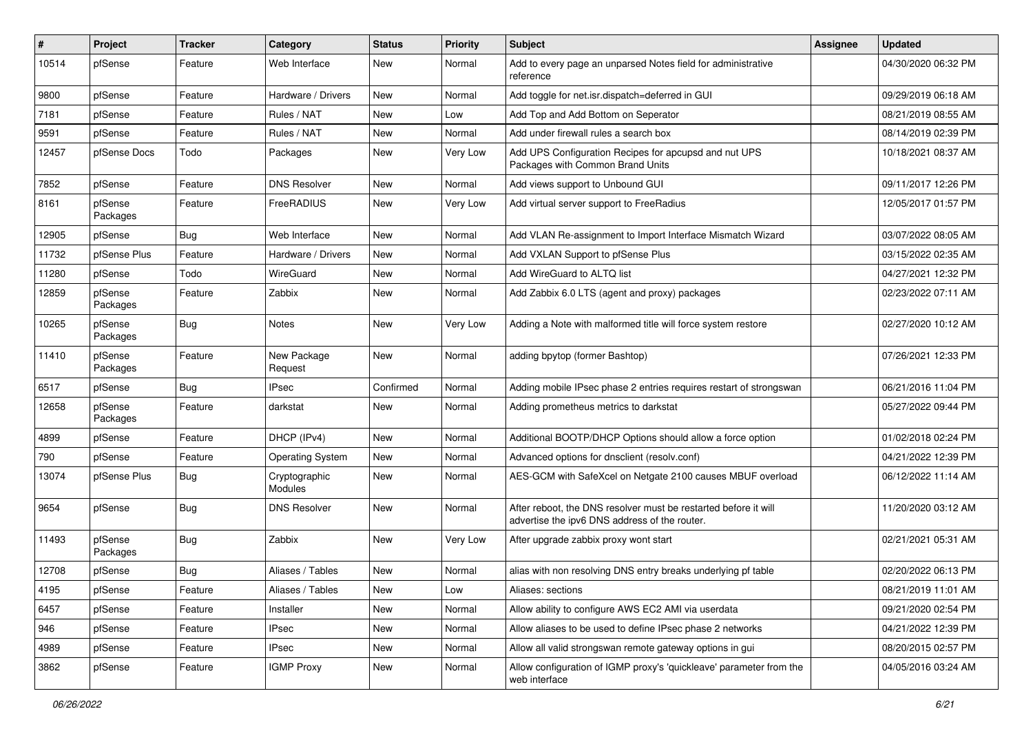| # | Project | Tracker | Category | Status | Priority | Subject | Assignee | Updated |
|---|---|---|---|---|---|---|---|---|
| 10514 | pfSense | Feature | Web Interface | New | Normal | Add to every page an unparsed Notes field for administrative reference | | 04/30/2020 06:32 PM |
| 9800 | pfSense | Feature | Hardware / Drivers | New | Normal | Add toggle for net.isr.dispatch=deferred in GUI | | 09/29/2019 06:18 AM |
| 7181 | pfSense | Feature | Rules / NAT | New | Low | Add Top and Add Bottom on Seperator | | 08/21/2019 08:55 AM |
| 9591 | pfSense | Feature | Rules / NAT | New | Normal | Add under firewall rules a search box | | 08/14/2019 02:39 PM |
| 12457 | pfSense Docs | Todo | Packages | New | Very Low | Add UPS Configuration Recipes for apcupsd and nut UPS Packages with Common Brand Units | | 10/18/2021 08:37 AM |
| 7852 | pfSense | Feature | DNS Resolver | New | Normal | Add views support to Unbound GUI | | 09/11/2017 12:26 PM |
| 8161 | pfSense Packages | Feature | FreeRADIUS | New | Very Low | Add virtual server support to FreeRadius | | 12/05/2017 01:57 PM |
| 12905 | pfSense | Bug | Web Interface | New | Normal | Add VLAN Re-assignment to Import Interface Mismatch Wizard | | 03/07/2022 08:05 AM |
| 11732 | pfSense Plus | Feature | Hardware / Drivers | New | Normal | Add VXLAN Support to pfSense Plus | | 03/15/2022 02:35 AM |
| 11280 | pfSense | Todo | WireGuard | New | Normal | Add WireGuard to ALTQ list | | 04/27/2021 12:32 PM |
| 12859 | pfSense Packages | Feature | Zabbix | New | Normal | Add Zabbix 6.0 LTS (agent and proxy) packages | | 02/23/2022 07:11 AM |
| 10265 | pfSense Packages | Bug | Notes | New | Very Low | Adding a Note with malformed title will force system restore | | 02/27/2020 10:12 AM |
| 11410 | pfSense Packages | Feature | New Package Request | New | Normal | adding bpytop (former Bashtop) | | 07/26/2021 12:33 PM |
| 6517 | pfSense | Bug | IPsec | Confirmed | Normal | Adding mobile IPsec phase 2 entries requires restart of strongswan | | 06/21/2016 11:04 PM |
| 12658 | pfSense Packages | Feature | darkstat | New | Normal | Adding prometheus metrics to darkstat | | 05/27/2022 09:44 PM |
| 4899 | pfSense | Feature | DHCP (IPv4) | New | Normal | Additional BOOTP/DHCP Options should allow a force option | | 01/02/2018 02:24 PM |
| 790 | pfSense | Feature | Operating System | New | Normal | Advanced options for dnsclient (resolv.conf) | | 04/21/2022 12:39 PM |
| 13074 | pfSense Plus | Bug | Cryptographic Modules | New | Normal | AES-GCM with SafeXcel on Netgate 2100 causes MBUF overload | | 06/12/2022 11:14 AM |
| 9654 | pfSense | Bug | DNS Resolver | New | Normal | After reboot, the DNS resolver must be restarted before it will advertise the ipv6 DNS address of the router. | | 11/20/2020 03:12 AM |
| 11493 | pfSense Packages | Bug | Zabbix | New | Very Low | After upgrade zabbix proxy wont start | | 02/21/2021 05:31 AM |
| 12708 | pfSense | Bug | Aliases / Tables | New | Normal | alias with non resolving DNS entry breaks underlying pf table | | 02/20/2022 06:13 PM |
| 4195 | pfSense | Feature | Aliases / Tables | New | Low | Aliases: sections | | 08/21/2019 11:01 AM |
| 6457 | pfSense | Feature | Installer | New | Normal | Allow ability to configure AWS EC2 AMI via userdata | | 09/21/2020 02:54 PM |
| 946 | pfSense | Feature | IPsec | New | Normal | Allow aliases to be used to define IPsec phase 2 networks | | 04/21/2022 12:39 PM |
| 4989 | pfSense | Feature | IPsec | New | Normal | Allow all valid strongswan remote gateway options in gui | | 08/20/2015 02:57 PM |
| 3862 | pfSense | Feature | IGMP Proxy | New | Normal | Allow configuration of IGMP proxy's 'quickleave' parameter from the web interface | | 04/05/2016 03:24 AM |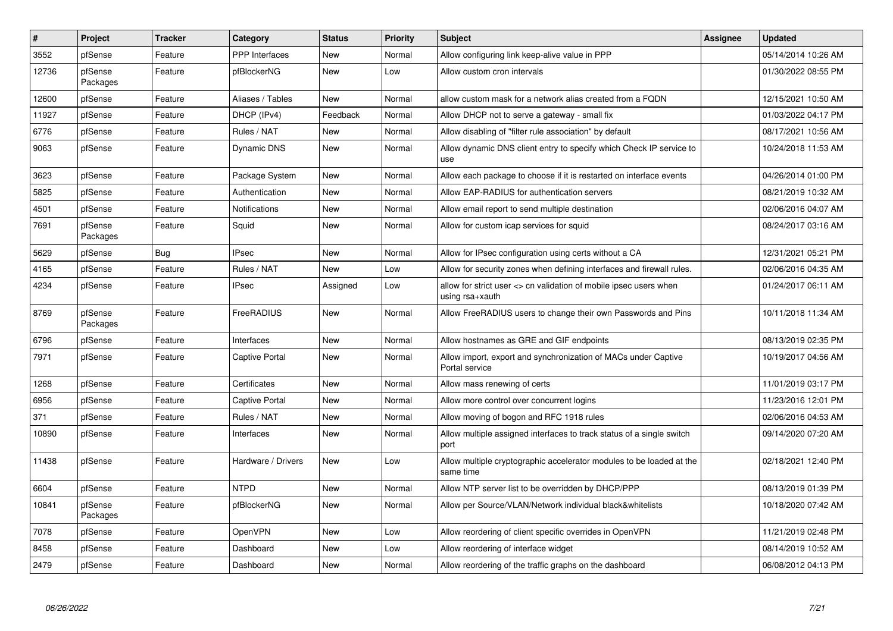| # | Project | Tracker | Category | Status | Priority | Subject | Assignee | Updated |
|---|---|---|---|---|---|---|---|---|
| 3552 | pfSense | Feature | PPP Interfaces | New | Normal | Allow configuring link keep-alive value in PPP | | 05/14/2014 10:26 AM |
| 12736 | pfSense Packages | Feature | pfBlockerNG | New | Low | Allow custom cron intervals | | 01/30/2022 08:55 PM |
| 12600 | pfSense | Feature | Aliases / Tables | New | Normal | allow custom mask for a network alias created from a FQDN | | 12/15/2021 10:50 AM |
| 11927 | pfSense | Feature | DHCP (IPv4) | Feedback | Normal | Allow DHCP not to serve a gateway - small fix | | 01/03/2022 04:17 PM |
| 6776 | pfSense | Feature | Rules / NAT | New | Normal | Allow disabling of "filter rule association" by default | | 08/17/2021 10:56 AM |
| 9063 | pfSense | Feature | Dynamic DNS | New | Normal | Allow dynamic DNS client entry to specify which Check IP service to use | | 10/24/2018 11:53 AM |
| 3623 | pfSense | Feature | Package System | New | Normal | Allow each package to choose if it is restarted on interface events | | 04/26/2014 01:00 PM |
| 5825 | pfSense | Feature | Authentication | New | Normal | Allow EAP-RADIUS for authentication servers | | 08/21/2019 10:32 AM |
| 4501 | pfSense | Feature | Notifications | New | Normal | Allow email report to send multiple destination | | 02/06/2016 04:07 AM |
| 7691 | pfSense Packages | Feature | Squid | New | Normal | Allow for custom icap services for squid | | 08/24/2017 03:16 AM |
| 5629 | pfSense | Bug | IPsec | New | Normal | Allow for IPsec configuration using certs without a CA | | 12/31/2021 05:21 PM |
| 4165 | pfSense | Feature | Rules / NAT | New | Low | Allow for security zones when defining interfaces and firewall rules. | | 02/06/2016 04:35 AM |
| 4234 | pfSense | Feature | IPsec | Assigned | Low | allow for strict user <> cn validation of mobile ipsec users when using rsa+xauth | | 01/24/2017 06:11 AM |
| 8769 | pfSense Packages | Feature | FreeRADIUS | New | Normal | Allow FreeRADIUS users to change their own Passwords and Pins | | 10/11/2018 11:34 AM |
| 6796 | pfSense | Feature | Interfaces | New | Normal | Allow hostnames as GRE and GIF endpoints | | 08/13/2019 02:35 PM |
| 7971 | pfSense | Feature | Captive Portal | New | Normal | Allow import, export and synchronization of MACs under Captive Portal service | | 10/19/2017 04:56 AM |
| 1268 | pfSense | Feature | Certificates | New | Normal | Allow mass renewing of certs | | 11/01/2019 03:17 PM |
| 6956 | pfSense | Feature | Captive Portal | New | Normal | Allow more control over concurrent logins | | 11/23/2016 12:01 PM |
| 371 | pfSense | Feature | Rules / NAT | New | Normal | Allow moving of bogon and RFC 1918 rules | | 02/06/2016 04:53 AM |
| 10890 | pfSense | Feature | Interfaces | New | Normal | Allow multiple assigned interfaces to track status of a single switch port | | 09/14/2020 07:20 AM |
| 11438 | pfSense | Feature | Hardware / Drivers | New | Low | Allow multiple cryptographic accelerator modules to be loaded at the same time | | 02/18/2021 12:40 PM |
| 6604 | pfSense | Feature | NTPD | New | Normal | Allow NTP server list to be overridden by DHCP/PPP | | 08/13/2019 01:39 PM |
| 10841 | pfSense Packages | Feature | pfBlockerNG | New | Normal | Allow per Source/VLAN/Network individual black&whitelists | | 10/18/2020 07:42 AM |
| 7078 | pfSense | Feature | OpenVPN | New | Low | Allow reordering of client specific overrides in OpenVPN | | 11/21/2019 02:48 PM |
| 8458 | pfSense | Feature | Dashboard | New | Low | Allow reordering of interface widget | | 08/14/2019 10:52 AM |
| 2479 | pfSense | Feature | Dashboard | New | Normal | Allow reordering of the traffic graphs on the dashboard | | 06/08/2012 04:13 PM |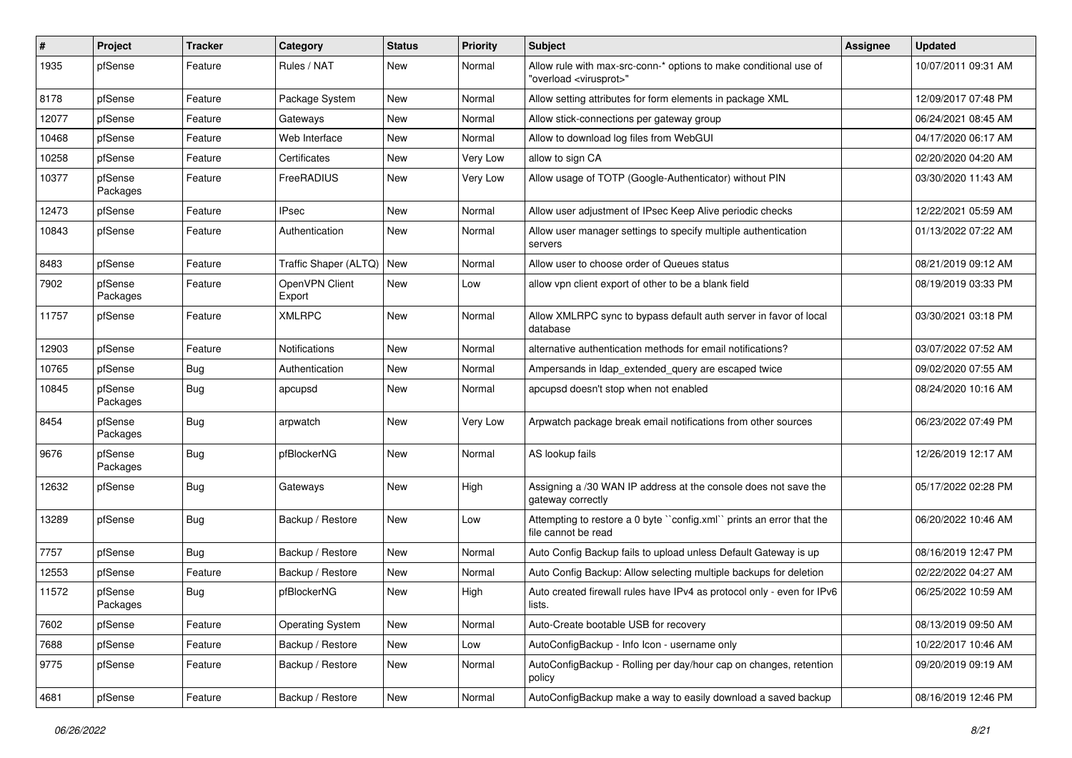| # | Project | Tracker | Category | Status | Priority | Subject | Assignee | Updated |
|---|---|---|---|---|---|---|---|---|
| 1935 | pfSense | Feature | Rules / NAT | New | Normal | Allow rule with max-src-conn-* options to make conditional use of "overload <virusprot>" | | 10/07/2011 09:31 AM |
| 8178 | pfSense | Feature | Package System | New | Normal | Allow setting attributes for form elements in package XML | | 12/09/2017 07:48 PM |
| 12077 | pfSense | Feature | Gateways | New | Normal | Allow stick-connections per gateway group | | 06/24/2021 08:45 AM |
| 10468 | pfSense | Feature | Web Interface | New | Normal | Allow to download log files from WebGUI | | 04/17/2020 06:17 AM |
| 10258 | pfSense | Feature | Certificates | New | Very Low | allow to sign CA | | 02/20/2020 04:20 AM |
| 10377 | pfSense Packages | Feature | FreeRADIUS | New | Very Low | Allow usage of TOTP (Google-Authenticator) without PIN | | 03/30/2020 11:43 AM |
| 12473 | pfSense | Feature | IPsec | New | Normal | Allow user adjustment of IPsec Keep Alive periodic checks | | 12/22/2021 05:59 AM |
| 10843 | pfSense | Feature | Authentication | New | Normal | Allow user manager settings to specify multiple authentication servers | | 01/13/2022 07:22 AM |
| 8483 | pfSense | Feature | Traffic Shaper (ALTQ) | New | Normal | Allow user to choose order of Queues status | | 08/21/2019 09:12 AM |
| 7902 | pfSense Packages | Feature | OpenVPN Client Export | New | Low | allow vpn client export of other to be a blank field | | 08/19/2019 03:33 PM |
| 11757 | pfSense | Feature | XMLRPC | New | Normal | Allow XMLRPC sync to bypass default auth server in favor of local database | | 03/30/2021 03:18 PM |
| 12903 | pfSense | Feature | Notifications | New | Normal | alternative authentication methods for email notifications? | | 03/07/2022 07:52 AM |
| 10765 | pfSense | Bug | Authentication | New | Normal | Ampersands in ldap_extended_query are escaped twice | | 09/02/2020 07:55 AM |
| 10845 | pfSense Packages | Bug | apcupsd | New | Normal | apcupsd doesn't stop when not enabled | | 08/24/2020 10:16 AM |
| 8454 | pfSense Packages | Bug | arpwatch | New | Very Low | Arpwatch package break email notifications from other sources | | 06/23/2022 07:49 PM |
| 9676 | pfSense Packages | Bug | pfBlockerNG | New | Normal | AS lookup fails | | 12/26/2019 12:17 AM |
| 12632 | pfSense | Bug | Gateways | New | High | Assigning a /30 WAN IP address at the console does not save the gateway correctly | | 05/17/2022 02:28 PM |
| 13289 | pfSense | Bug | Backup / Restore | New | Low | Attempting to restore a 0 byte ``config.xml`` prints an error that the file cannot be read | | 06/20/2022 10:46 AM |
| 7757 | pfSense | Bug | Backup / Restore | New | Normal | Auto Config Backup fails to upload unless Default Gateway is up | | 08/16/2019 12:47 PM |
| 12553 | pfSense | Feature | Backup / Restore | New | Normal | Auto Config Backup: Allow selecting multiple backups for deletion | | 02/22/2022 04:27 AM |
| 11572 | pfSense Packages | Bug | pfBlockerNG | New | High | Auto created firewall rules have IPv4 as protocol only - even for IPv6 lists. | | 06/25/2022 10:59 AM |
| 7602 | pfSense | Feature | Operating System | New | Normal | Auto-Create bootable USB for recovery | | 08/13/2019 09:50 AM |
| 7688 | pfSense | Feature | Backup / Restore | New | Low | AutoConfigBackup - Info Icon - username only | | 10/22/2017 10:46 AM |
| 9775 | pfSense | Feature | Backup / Restore | New | Normal | AutoConfigBackup - Rolling per day/hour cap on changes, retention policy | | 09/20/2019 09:19 AM |
| 4681 | pfSense | Feature | Backup / Restore | New | Normal | AutoConfigBackup make a way to easily download a saved backup | | 08/16/2019 12:46 PM |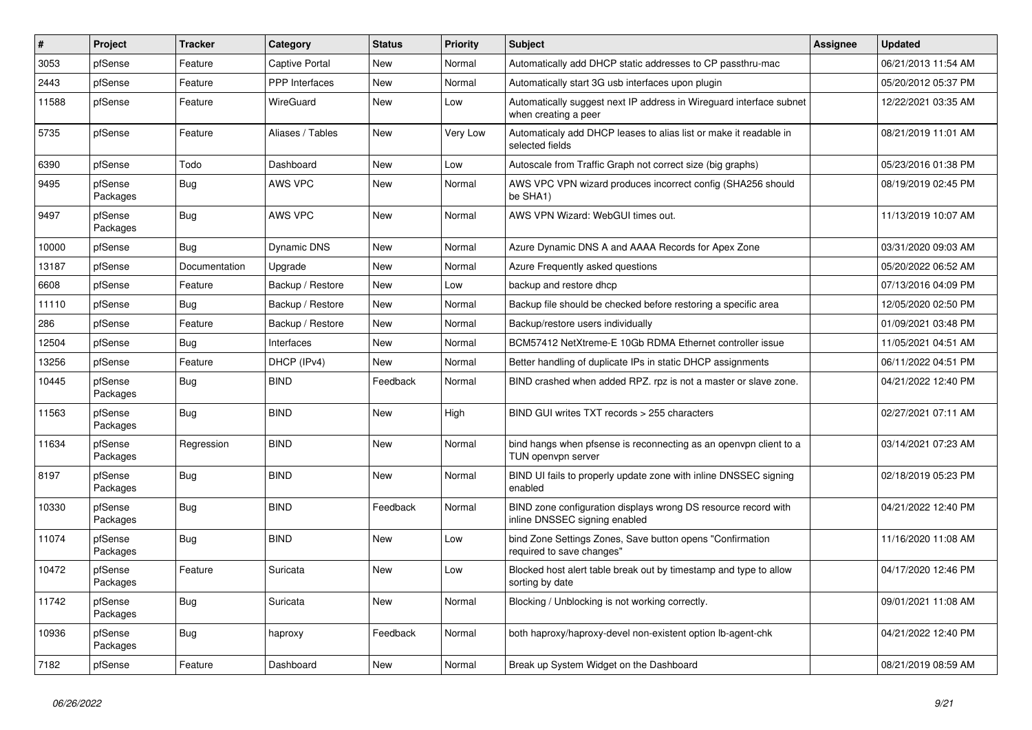| # | Project | Tracker | Category | Status | Priority | Subject | Assignee | Updated |
|---|---|---|---|---|---|---|---|---|
| 3053 | pfSense | Feature | Captive Portal | New | Normal | Automatically add DHCP static addresses to CP passthru-mac | | 06/21/2013 11:54 AM |
| 2443 | pfSense | Feature | PPP Interfaces | New | Normal | Automatically start 3G usb interfaces upon plugin | | 05/20/2012 05:37 PM |
| 11588 | pfSense | Feature | WireGuard | New | Low | Automatically suggest next IP address in Wireguard interface subnet when creating a peer | | 12/22/2021 03:35 AM |
| 5735 | pfSense | Feature | Aliases / Tables | New | Very Low | Automaticaly add DHCP leases to alias list or make it readable in selected fields | | 08/21/2019 11:01 AM |
| 6390 | pfSense | Todo | Dashboard | New | Low | Autoscale from Traffic Graph not correct size (big graphs) | | 05/23/2016 01:38 PM |
| 9495 | pfSense Packages | Bug | AWS VPC | New | Normal | AWS VPC VPN wizard produces incorrect config (SHA256 should be SHA1) | | 08/19/2019 02:45 PM |
| 9497 | pfSense Packages | Bug | AWS VPC | New | Normal | AWS VPN Wizard: WebGUI times out. | | 11/13/2019 10:07 AM |
| 10000 | pfSense | Bug | Dynamic DNS | New | Normal | Azure Dynamic DNS A and AAAA Records for Apex Zone | | 03/31/2020 09:03 AM |
| 13187 | pfSense | Documentation | Upgrade | New | Normal | Azure Frequently asked questions | | 05/20/2022 06:52 AM |
| 6608 | pfSense | Feature | Backup / Restore | New | Low | backup and restore dhcp | | 07/13/2016 04:09 PM |
| 11110 | pfSense | Bug | Backup / Restore | New | Normal | Backup file should be checked before restoring a specific area | | 12/05/2020 02:50 PM |
| 286 | pfSense | Feature | Backup / Restore | New | Normal | Backup/restore users individually | | 01/09/2021 03:48 PM |
| 12504 | pfSense | Bug | Interfaces | New | Normal | BCM57412 NetXtreme-E 10Gb RDMA Ethernet controller issue | | 11/05/2021 04:51 AM |
| 13256 | pfSense | Feature | DHCP (IPv4) | New | Normal | Better handling of duplicate IPs in static DHCP assignments | | 06/11/2022 04:51 PM |
| 10445 | pfSense Packages | Bug | BIND | Feedback | Normal | BIND crashed when added RPZ. rpz is not a master or slave zone. | | 04/21/2022 12:40 PM |
| 11563 | pfSense Packages | Bug | BIND | New | High | BIND GUI writes TXT records > 255 characters | | 02/27/2021 07:11 AM |
| 11634 | pfSense Packages | Regression | BIND | New | Normal | bind hangs when pfsense is reconnecting as an openvpn client to a TUN openvpn server | | 03/14/2021 07:23 AM |
| 8197 | pfSense Packages | Bug | BIND | New | Normal | BIND UI fails to properly update zone with inline DNSSEC signing enabled | | 02/18/2019 05:23 PM |
| 10330 | pfSense Packages | Bug | BIND | Feedback | Normal | BIND zone configuration displays wrong DS resource record with inline DNSSEC signing enabled | | 04/21/2022 12:40 PM |
| 11074 | pfSense Packages | Bug | BIND | New | Low | bind Zone Settings Zones, Save button opens "Confirmation required to save changes" | | 11/16/2020 11:08 AM |
| 10472 | pfSense Packages | Feature | Suricata | New | Low | Blocked host alert table break out by timestamp and type to allow sorting by date | | 04/17/2020 12:46 PM |
| 11742 | pfSense Packages | Bug | Suricata | New | Normal | Blocking / Unblocking is not working correctly. | | 09/01/2021 11:08 AM |
| 10936 | pfSense Packages | Bug | haproxy | Feedback | Normal | both haproxy/haproxy-devel non-existent option lb-agent-chk | | 04/21/2022 12:40 PM |
| 7182 | pfSense | Feature | Dashboard | New | Normal | Break up System Widget on the Dashboard | | 08/21/2019 08:59 AM |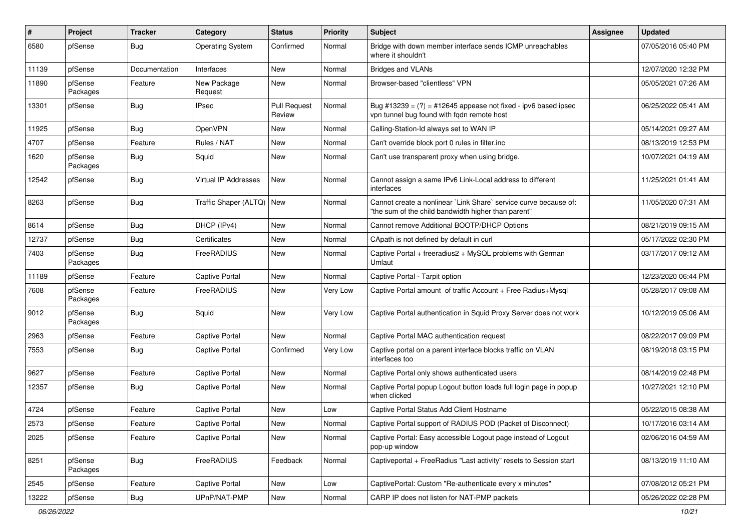| # | Project | Tracker | Category | Status | Priority | Subject | Assignee | Updated |
| --- | --- | --- | --- | --- | --- | --- | --- | --- |
| 6580 | pfSense | Bug | Operating System | Confirmed | Normal | Bridge with down member interface sends ICMP unreachables where it shouldn't | | 07/05/2016 05:40 PM |
| 11139 | pfSense | Documentation | Interfaces | New | Normal | Bridges and VLANs | | 12/07/2020 12:32 PM |
| 11890 | pfSense Packages | Feature | New Package Request | New | Normal | Browser-based "clientless" VPN | | 05/05/2021 07:26 AM |
| 13301 | pfSense | Bug | IPsec | Pull Request Review | Normal | Bug #13239 = (?) = #12645 appease not fixed - ipv6 based ipsec vpn tunnel bug found with fqdn remote host | | 06/25/2022 05:41 AM |
| 11925 | pfSense | Bug | OpenVPN | New | Normal | Calling-Station-Id always set to WAN IP | | 05/14/2021 09:27 AM |
| 4707 | pfSense | Feature | Rules / NAT | New | Normal | Can't override block port 0 rules in filter.inc | | 08/13/2019 12:53 PM |
| 1620 | pfSense Packages | Bug | Squid | New | Normal | Can't use transparent proxy when using bridge. | | 10/07/2021 04:19 AM |
| 12542 | pfSense | Bug | Virtual IP Addresses | New | Normal | Cannot assign a same IPv6 Link-Local address to different interfaces | | 11/25/2021 01:41 AM |
| 8263 | pfSense | Bug | Traffic Shaper (ALTQ) | New | Normal | Cannot create a nonlinear `Link Share` service curve because of: "the sum of the child bandwidth higher than parent" | | 11/05/2020 07:31 AM |
| 8614 | pfSense | Bug | DHCP (IPv4) | New | Normal | Cannot remove Additional BOOTP/DHCP Options | | 08/21/2019 09:15 AM |
| 12737 | pfSense | Bug | Certificates | New | Normal | CApath is not defined by default in curl | | 05/17/2022 02:30 PM |
| 7403 | pfSense Packages | Bug | FreeRADIUS | New | Normal | Captive Portal + freeradius2 + MySQL problems with German Umlaut | | 03/17/2017 09:12 AM |
| 11189 | pfSense | Feature | Captive Portal | New | Normal | Captive Portal - Tarpit option | | 12/23/2020 06:44 PM |
| 7608 | pfSense Packages | Feature | FreeRADIUS | New | Very Low | Captive Portal amount of traffic Account + Free Radius+Mysql | | 05/28/2017 09:08 AM |
| 9012 | pfSense Packages | Bug | Squid | New | Very Low | Captive Portal authentication in Squid Proxy Server does not work | | 10/12/2019 05:06 AM |
| 2963 | pfSense | Feature | Captive Portal | New | Normal | Captive Portal MAC authentication request | | 08/22/2017 09:09 PM |
| 7553 | pfSense | Bug | Captive Portal | Confirmed | Very Low | Captive portal on a parent interface blocks traffic on VLAN interfaces too | | 08/19/2018 03:15 PM |
| 9627 | pfSense | Feature | Captive Portal | New | Normal | Captive Portal only shows authenticated users | | 08/14/2019 02:48 PM |
| 12357 | pfSense | Bug | Captive Portal | New | Normal | Captive Portal popup Logout button loads full login page in popup when clicked | | 10/27/2021 12:10 PM |
| 4724 | pfSense | Feature | Captive Portal | New | Low | Captive Portal Status Add Client Hostname | | 05/22/2015 08:38 AM |
| 2573 | pfSense | Feature | Captive Portal | New | Normal | Captive Portal support of RADIUS POD (Packet of Disconnect) | | 10/17/2016 03:14 AM |
| 2025 | pfSense | Feature | Captive Portal | New | Normal | Captive Portal: Easy accessible Logout page instead of Logout pop-up window | | 02/06/2016 04:59 AM |
| 8251 | pfSense Packages | Bug | FreeRADIUS | Feedback | Normal | Captiveportal + FreeRadius "Last activity" resets to Session start | | 08/13/2019 11:10 AM |
| 2545 | pfSense | Feature | Captive Portal | New | Low | CaptivePortal: Custom "Re-authenticate every x minutes" | | 07/08/2012 05:21 PM |
| 13222 | pfSense | Bug | UPnP/NAT-PMP | New | Normal | CARP IP does not listen for NAT-PMP packets | | 05/26/2022 02:28 PM |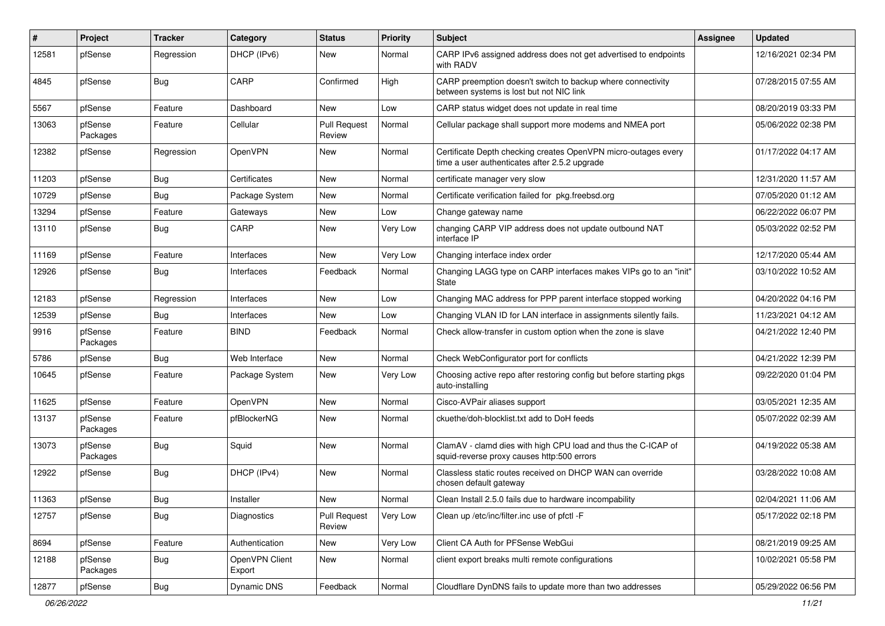| # | Project | Tracker | Category | Status | Priority | Subject | Assignee | Updated |
|---|---|---|---|---|---|---|---|---|
| 12581 | pfSense | Regression | DHCP (IPv6) | New | Normal | CARP IPv6 assigned address does not get advertised to endpoints with RADV | | 12/16/2021 02:34 PM |
| 4845 | pfSense | Bug | CARP | Confirmed | High | CARP preemption doesn't switch to backup where connectivity between systems is lost but not NIC link | | 07/28/2015 07:55 AM |
| 5567 | pfSense | Feature | Dashboard | New | Low | CARP status widget does not update in real time | | 08/20/2019 03:33 PM |
| 13063 | pfSense Packages | Feature | Cellular | Pull Request Review | Normal | Cellular package shall support more modems and NMEA port | | 05/06/2022 02:38 PM |
| 12382 | pfSense | Regression | OpenVPN | New | Normal | Certificate Depth checking creates OpenVPN micro-outages every time a user authenticates after 2.5.2 upgrade | | 01/17/2022 04:17 AM |
| 11203 | pfSense | Bug | Certificates | New | Normal | certificate manager very slow | | 12/31/2020 11:57 AM |
| 10729 | pfSense | Bug | Package System | New | Normal | Certificate verification failed for pkg.freebsd.org | | 07/05/2020 01:12 AM |
| 13294 | pfSense | Feature | Gateways | New | Low | Change gateway name | | 06/22/2022 06:07 PM |
| 13110 | pfSense | Bug | CARP | New | Very Low | changing CARP VIP address does not update outbound NAT interface IP | | 05/03/2022 02:52 PM |
| 11169 | pfSense | Feature | Interfaces | New | Very Low | Changing interface index order | | 12/17/2020 05:44 AM |
| 12926 | pfSense | Bug | Interfaces | Feedback | Normal | Changing LAGG type on CARP interfaces makes VIPs go to an "init" State | | 03/10/2022 10:52 AM |
| 12183 | pfSense | Regression | Interfaces | New | Low | Changing MAC address for PPP parent interface stopped working | | 04/20/2022 04:16 PM |
| 12539 | pfSense | Bug | Interfaces | New | Low | Changing VLAN ID for LAN interface in assignments silently fails. | | 11/23/2021 04:12 AM |
| 9916 | pfSense Packages | Feature | BIND | Feedback | Normal | Check allow-transfer in custom option when the zone is slave | | 04/21/2022 12:40 PM |
| 5786 | pfSense | Bug | Web Interface | New | Normal | Check WebConfigurator port for conflicts | | 04/21/2022 12:39 PM |
| 10645 | pfSense | Feature | Package System | New | Very Low | Choosing active repo after restoring config but before starting pkgs auto-installing | | 09/22/2020 01:04 PM |
| 11625 | pfSense | Feature | OpenVPN | New | Normal | Cisco-AVPair aliases support | | 03/05/2021 12:35 AM |
| 13137 | pfSense Packages | Feature | pfBlockerNG | New | Normal | ckuethe/doh-blocklist.txt add to DoH feeds | | 05/07/2022 02:39 AM |
| 13073 | pfSense Packages | Bug | Squid | New | Normal | ClamAV - clamd dies with high CPU load and thus the C-ICAP of squid-reverse proxy causes http:500 errors | | 04/19/2022 05:38 AM |
| 12922 | pfSense | Bug | DHCP (IPv4) | New | Normal | Classless static routes received on DHCP WAN can override chosen default gateway | | 03/28/2022 10:08 AM |
| 11363 | pfSense | Bug | Installer | New | Normal | Clean Install 2.5.0 fails due to hardware incompability | | 02/04/2021 11:06 AM |
| 12757 | pfSense | Bug | Diagnostics | Pull Request Review | Very Low | Clean up /etc/inc/filter.inc use of pfctl -F | | 05/17/2022 02:18 PM |
| 8694 | pfSense | Feature | Authentication | New | Very Low | Client CA Auth for PFSense WebGui | | 08/21/2019 09:25 AM |
| 12188 | pfSense Packages | Bug | OpenVPN Client Export | New | Normal | client export breaks multi remote configurations | | 10/02/2021 05:58 PM |
| 12877 | pfSense | Bug | Dynamic DNS | Feedback | Normal | Cloudflare DynDNS fails to update more than two addresses | | 05/29/2022 06:56 PM |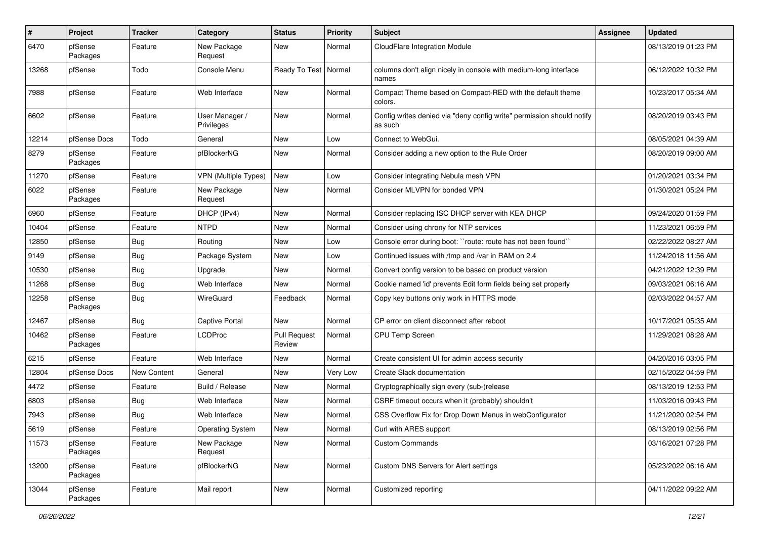| # | Project | Tracker | Category | Status | Priority | Subject | Assignee | Updated |
|---|---|---|---|---|---|---|---|---|
| 6470 | pfSense Packages | Feature | New Package Request | New | Normal | CloudFlare Integration Module | | 08/13/2019 01:23 PM |
| 13268 | pfSense | Todo | Console Menu | Ready To Test | Normal | columns don't align nicely in console with medium-long interface names | | 06/12/2022 10:32 PM |
| 7988 | pfSense | Feature | Web Interface | New | Normal | Compact Theme based on Compact-RED with the default theme colors. | | 10/23/2017 05:34 AM |
| 6602 | pfSense | Feature | User Manager / Privileges | New | Normal | Config writes denied via "deny config write" permission should notify as such | | 08/20/2019 03:43 PM |
| 12214 | pfSense Docs | Todo | General | New | Low | Connect to WebGui. | | 08/05/2021 04:39 AM |
| 8279 | pfSense Packages | Feature | pfBlockerNG | New | Normal | Consider adding a new option to the Rule Order | | 08/20/2019 09:00 AM |
| 11270 | pfSense | Feature | VPN (Multiple Types) | New | Low | Consider integrating Nebula mesh VPN | | 01/20/2021 03:34 PM |
| 6022 | pfSense Packages | Feature | New Package Request | New | Normal | Consider MLVPN for bonded VPN | | 01/30/2021 05:24 PM |
| 6960 | pfSense | Feature | DHCP (IPv4) | New | Normal | Consider replacing ISC DHCP server with KEA DHCP | | 09/24/2020 01:59 PM |
| 10404 | pfSense | Feature | NTPD | New | Normal | Consider using chrony for NTP services | | 11/23/2021 06:59 PM |
| 12850 | pfSense | Bug | Routing | New | Low | Console error during boot: ``route: route has not been found`` | | 02/22/2022 08:27 AM |
| 9149 | pfSense | Bug | Package System | New | Low | Continued issues with /tmp and /var in RAM on 2.4 | | 11/24/2018 11:56 AM |
| 10530 | pfSense | Bug | Upgrade | New | Normal | Convert config version to be based on product version | | 04/21/2022 12:39 PM |
| 11268 | pfSense | Bug | Web Interface | New | Normal | Cookie named 'id' prevents Edit form fields being set properly | | 09/03/2021 06:16 AM |
| 12258 | pfSense Packages | Bug | WireGuard | Feedback | Normal | Copy key buttons only work in HTTPS mode | | 02/03/2022 04:57 AM |
| 12467 | pfSense | Bug | Captive Portal | New | Normal | CP error on client disconnect after reboot | | 10/17/2021 05:35 AM |
| 10462 | pfSense Packages | Feature | LCDProc | Pull Request Review | Normal | CPU Temp Screen | | 11/29/2021 08:28 AM |
| 6215 | pfSense | Feature | Web Interface | New | Normal | Create consistent UI for admin access security | | 04/20/2016 03:05 PM |
| 12804 | pfSense Docs | New Content | General | New | Very Low | Create Slack documentation | | 02/15/2022 04:59 PM |
| 4472 | pfSense | Feature | Build / Release | New | Normal | Cryptographically sign every (sub-)release | | 08/13/2019 12:53 PM |
| 6803 | pfSense | Bug | Web Interface | New | Normal | CSRF timeout occurs when it (probably) shouldn't | | 11/03/2016 09:43 PM |
| 7943 | pfSense | Bug | Web Interface | New | Normal | CSS Overflow Fix for Drop Down Menus in webConfigurator | | 11/21/2020 02:54 PM |
| 5619 | pfSense | Feature | Operating System | New | Normal | Curl with ARES support | | 08/13/2019 02:56 PM |
| 11573 | pfSense Packages | Feature | New Package Request | New | Normal | Custom Commands | | 03/16/2021 07:28 PM |
| 13200 | pfSense Packages | Feature | pfBlockerNG | New | Normal | Custom DNS Servers for Alert settings | | 05/23/2022 06:16 AM |
| 13044 | pfSense Packages | Feature | Mail report | New | Normal | Customized reporting | | 04/11/2022 09:22 AM |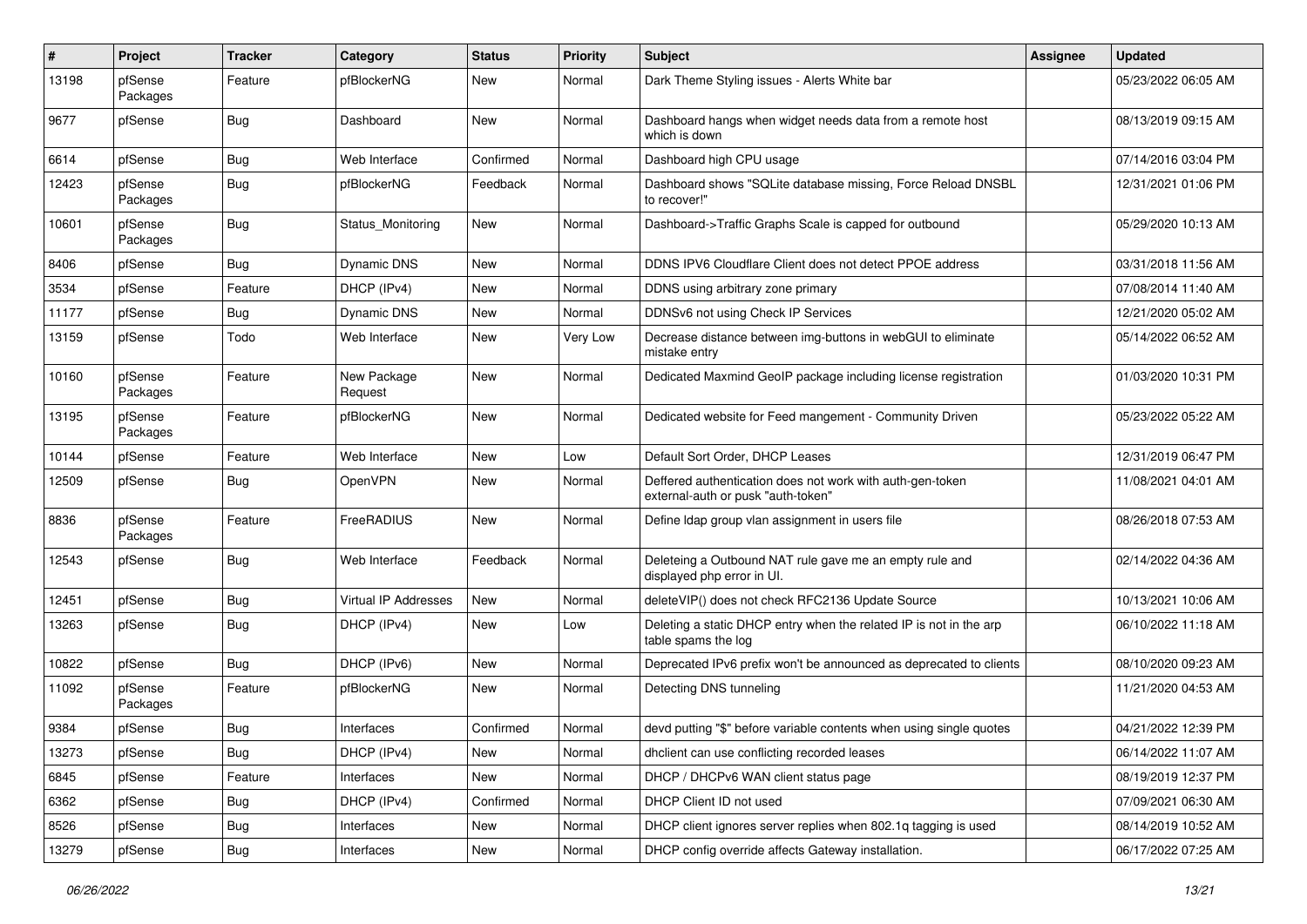| # | Project | Tracker | Category | Status | Priority | Subject | Assignee | Updated |
|---|---|---|---|---|---|---|---|---|
| 13198 | pfSense Packages | Feature | pfBlockerNG | New | Normal | Dark Theme Styling issues - Alerts White bar | | 05/23/2022 06:05 AM |
| 9677 | pfSense | Bug | Dashboard | New | Normal | Dashboard hangs when widget needs data from a remote host which is down | | 08/13/2019 09:15 AM |
| 6614 | pfSense | Bug | Web Interface | Confirmed | Normal | Dashboard high CPU usage | | 07/14/2016 03:04 PM |
| 12423 | pfSense Packages | Bug | pfBlockerNG | Feedback | Normal | Dashboard shows "SQLite database missing, Force Reload DNSBL to recover!" | | 12/31/2021 01:06 PM |
| 10601 | pfSense Packages | Bug | Status_Monitoring | New | Normal | Dashboard->Traffic Graphs Scale is capped for outbound | | 05/29/2020 10:13 AM |
| 8406 | pfSense | Bug | Dynamic DNS | New | Normal | DDNS IPV6 Cloudflare Client does not detect PPOE address | | 03/31/2018 11:56 AM |
| 3534 | pfSense | Feature | DHCP (IPv4) | New | Normal | DDNS using arbitrary zone primary | | 07/08/2014 11:40 AM |
| 11177 | pfSense | Bug | Dynamic DNS | New | Normal | DDNSv6 not using Check IP Services | | 12/21/2020 05:02 AM |
| 13159 | pfSense | Todo | Web Interface | New | Very Low | Decrease distance between img-buttons in webGUI to eliminate mistake entry | | 05/14/2022 06:52 AM |
| 10160 | pfSense Packages | Feature | New Package Request | New | Normal | Dedicated Maxmind GeoIP package including license registration | | 01/03/2020 10:31 PM |
| 13195 | pfSense Packages | Feature | pfBlockerNG | New | Normal | Dedicated website for Feed mangement - Community Driven | | 05/23/2022 05:22 AM |
| 10144 | pfSense | Feature | Web Interface | New | Low | Default Sort Order, DHCP Leases | | 12/31/2019 06:47 PM |
| 12509 | pfSense | Bug | OpenVPN | New | Normal | Deffered authentication does not work with auth-gen-token external-auth or pusk "auth-token" | | 11/08/2021 04:01 AM |
| 8836 | pfSense Packages | Feature | FreeRADIUS | New | Normal | Define ldap group vlan assignment in users file | | 08/26/2018 07:53 AM |
| 12543 | pfSense | Bug | Web Interface | Feedback | Normal | Deleteing a Outbound NAT rule gave me an empty rule and displayed php error in UI. | | 02/14/2022 04:36 AM |
| 12451 | pfSense | Bug | Virtual IP Addresses | New | Normal | deleteVIP() does not check RFC2136 Update Source | | 10/13/2021 10:06 AM |
| 13263 | pfSense | Bug | DHCP (IPv4) | New | Low | Deleting a static DHCP entry when the related IP is not in the arp table spams the log | | 06/10/2022 11:18 AM |
| 10822 | pfSense | Bug | DHCP (IPv6) | New | Normal | Deprecated IPv6 prefix won't be announced as deprecated to clients | | 08/10/2020 09:23 AM |
| 11092 | pfSense Packages | Feature | pfBlockerNG | New | Normal | Detecting DNS tunneling | | 11/21/2020 04:53 AM |
| 9384 | pfSense | Bug | Interfaces | Confirmed | Normal | devd putting "$" before variable contents when using single quotes | | 04/21/2022 12:39 PM |
| 13273 | pfSense | Bug | DHCP (IPv4) | New | Normal | dhclient can use conflicting recorded leases | | 06/14/2022 11:07 AM |
| 6845 | pfSense | Feature | Interfaces | New | Normal | DHCP / DHCPv6 WAN client status page | | 08/19/2019 12:37 PM |
| 6362 | pfSense | Bug | DHCP (IPv4) | Confirmed | Normal | DHCP Client ID not used | | 07/09/2021 06:30 AM |
| 8526 | pfSense | Bug | Interfaces | New | Normal | DHCP client ignores server replies when 802.1q tagging is used | | 08/14/2019 10:52 AM |
| 13279 | pfSense | Bug | Interfaces | New | Normal | DHCP config override affects Gateway installation. | | 06/17/2022 07:25 AM |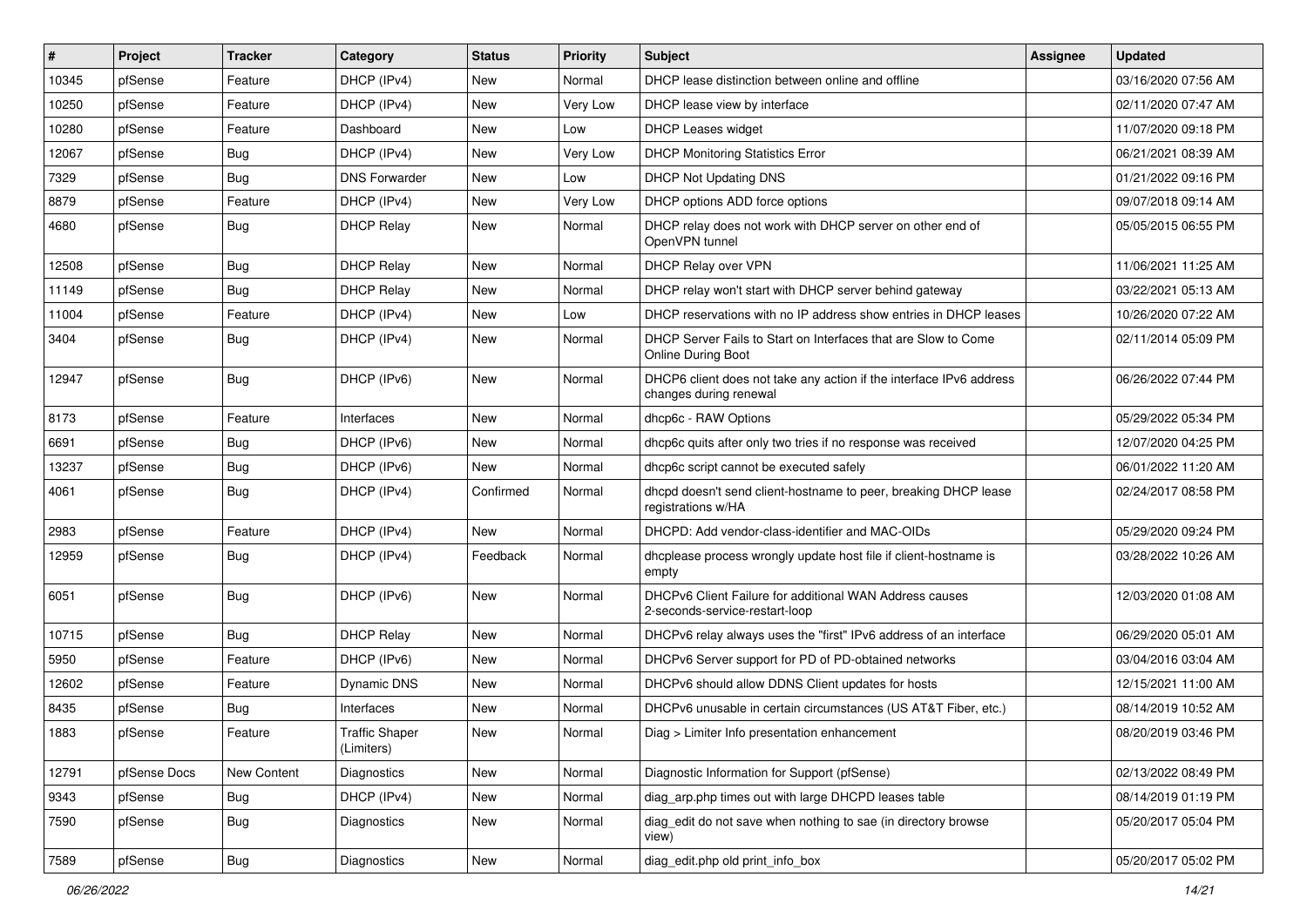| # | Project | Tracker | Category | Status | Priority | Subject | Assignee | Updated |
|---|---|---|---|---|---|---|---|---|
| 10345 | pfSense | Feature | DHCP (IPv4) | New | Normal | DHCP lease distinction between online and offline | | 03/16/2020 07:56 AM |
| 10250 | pfSense | Feature | DHCP (IPv4) | New | Very Low | DHCP lease view by interface | | 02/11/2020 07:47 AM |
| 10280 | pfSense | Feature | Dashboard | New | Low | DHCP Leases widget | | 11/07/2020 09:18 PM |
| 12067 | pfSense | Bug | DHCP (IPv4) | New | Very Low | DHCP Monitoring Statistics Error | | 06/21/2021 08:39 AM |
| 7329 | pfSense | Bug | DNS Forwarder | New | Low | DHCP Not Updating DNS | | 01/21/2022 09:16 PM |
| 8879 | pfSense | Feature | DHCP (IPv4) | New | Very Low | DHCP options ADD force options | | 09/07/2018 09:14 AM |
| 4680 | pfSense | Bug | DHCP Relay | New | Normal | DHCP relay does not work with DHCP server on other end of OpenVPN tunnel | | 05/05/2015 06:55 PM |
| 12508 | pfSense | Bug | DHCP Relay | New | Normal | DHCP Relay over VPN | | 11/06/2021 11:25 AM |
| 11149 | pfSense | Bug | DHCP Relay | New | Normal | DHCP relay won't start with DHCP server behind gateway | | 03/22/2021 05:13 AM |
| 11004 | pfSense | Feature | DHCP (IPv4) | New | Low | DHCP reservations with no IP address show entries in DHCP leases | | 10/26/2020 07:22 AM |
| 3404 | pfSense | Bug | DHCP (IPv4) | New | Normal | DHCP Server Fails to Start on Interfaces that are Slow to Come Online During Boot | | 02/11/2014 05:09 PM |
| 12947 | pfSense | Bug | DHCP (IPv6) | New | Normal | DHCP6 client does not take any action if the interface IPv6 address changes during renewal | | 06/26/2022 07:44 PM |
| 8173 | pfSense | Feature | Interfaces | New | Normal | dhcp6c - RAW Options | | 05/29/2022 05:34 PM |
| 6691 | pfSense | Bug | DHCP (IPv6) | New | Normal | dhcp6c quits after only two tries if no response was received | | 12/07/2020 04:25 PM |
| 13237 | pfSense | Bug | DHCP (IPv6) | New | Normal | dhcp6c script cannot be executed safely | | 06/01/2022 11:20 AM |
| 4061 | pfSense | Bug | DHCP (IPv4) | Confirmed | Normal | dhcpd doesn't send client-hostname to peer, breaking DHCP lease registrations w/HA | | 02/24/2017 08:58 PM |
| 2983 | pfSense | Feature | DHCP (IPv4) | New | Normal | DHCPD: Add vendor-class-identifier and MAC-OIDs | | 05/29/2020 09:24 PM |
| 12959 | pfSense | Bug | DHCP (IPv4) | Feedback | Normal | dhcplease process wrongly update host file if client-hostname is empty | | 03/28/2022 10:26 AM |
| 6051 | pfSense | Bug | DHCP (IPv6) | New | Normal | DHCPv6 Client Failure for additional WAN Address causes 2-seconds-service-restart-loop | | 12/03/2020 01:08 AM |
| 10715 | pfSense | Bug | DHCP Relay | New | Normal | DHCPv6 relay always uses the "first" IPv6 address of an interface | | 06/29/2020 05:01 AM |
| 5950 | pfSense | Feature | DHCP (IPv6) | New | Normal | DHCPv6 Server support for PD of PD-obtained networks | | 03/04/2016 03:04 AM |
| 12602 | pfSense | Feature | Dynamic DNS | New | Normal | DHCPv6 should allow DDNS Client updates for hosts | | 12/15/2021 11:00 AM |
| 8435 | pfSense | Bug | Interfaces | New | Normal | DHCPv6 unusable in certain circumstances (US AT&T Fiber, etc.) | | 08/14/2019 10:52 AM |
| 1883 | pfSense | Feature | Traffic Shaper (Limiters) | New | Normal | Diag > Limiter Info presentation enhancement | | 08/20/2019 03:46 PM |
| 12791 | pfSense Docs | New Content | Diagnostics | New | Normal | Diagnostic Information for Support (pfSense) | | 02/13/2022 08:49 PM |
| 9343 | pfSense | Bug | DHCP (IPv4) | New | Normal | diag_arp.php times out with large DHCPD leases table | | 08/14/2019 01:19 PM |
| 7590 | pfSense | Bug | Diagnostics | New | Normal | diag_edit do not save when nothing to sae (in directory browse view) | | 05/20/2017 05:04 PM |
| 7589 | pfSense | Bug | Diagnostics | New | Normal | diag_edit.php old print_info_box | | 05/20/2017 05:02 PM |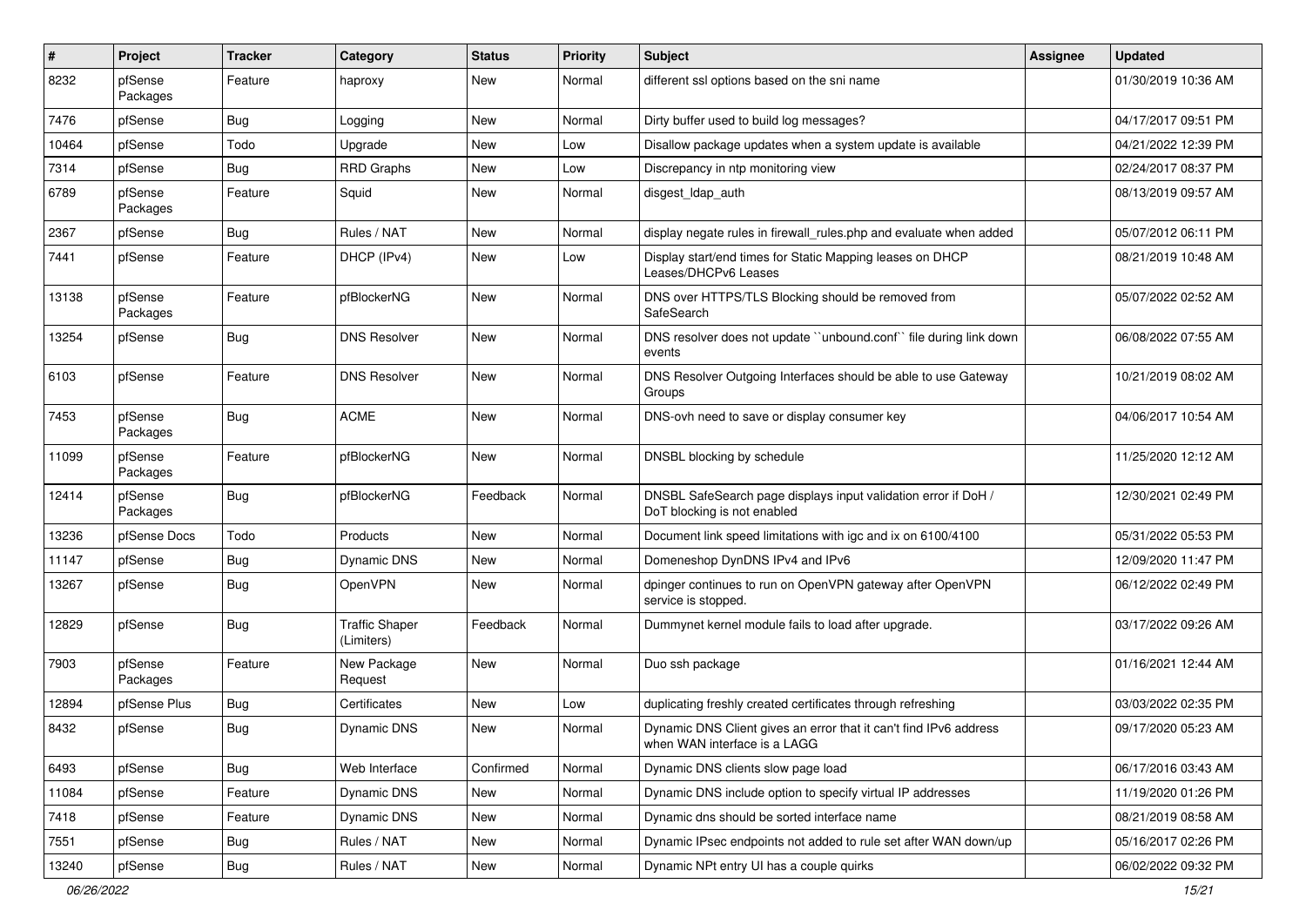| # | Project | Tracker | Category | Status | Priority | Subject | Assignee | Updated |
|---|---|---|---|---|---|---|---|---|
| 8232 | pfSense Packages | Feature | haproxy | New | Normal | different ssl options based on the sni name | | 01/30/2019 10:36 AM |
| 7476 | pfSense | Bug | Logging | New | Normal | Dirty buffer used to build log messages? | | 04/17/2017 09:51 PM |
| 10464 | pfSense | Todo | Upgrade | New | Low | Disallow package updates when a system update is available | | 04/21/2022 12:39 PM |
| 7314 | pfSense | Bug | RRD Graphs | New | Low | Discrepancy in ntp monitoring view | | 02/24/2017 08:37 PM |
| 6789 | pfSense Packages | Feature | Squid | New | Normal | disgest_ldap_auth | | 08/13/2019 09:57 AM |
| 2367 | pfSense | Bug | Rules / NAT | New | Normal | display negate rules in firewall_rules.php and evaluate when added | | 05/07/2012 06:11 PM |
| 7441 | pfSense | Feature | DHCP (IPv4) | New | Low | Display start/end times for Static Mapping leases on DHCP Leases/DHCPv6 Leases | | 08/21/2019 10:48 AM |
| 13138 | pfSense Packages | Feature | pfBlockerNG | New | Normal | DNS over HTTPS/TLS Blocking should be removed from SafeSearch | | 05/07/2022 02:52 AM |
| 13254 | pfSense | Bug | DNS Resolver | New | Normal | DNS resolver does not update ``unbound.conf`` file during link down events | | 06/08/2022 07:55 AM |
| 6103 | pfSense | Feature | DNS Resolver | New | Normal | DNS Resolver Outgoing Interfaces should be able to use Gateway Groups | | 10/21/2019 08:02 AM |
| 7453 | pfSense Packages | Bug | ACME | New | Normal | DNS-ovh need to save or display consumer key | | 04/06/2017 10:54 AM |
| 11099 | pfSense Packages | Feature | pfBlockerNG | New | Normal | DNSBL blocking by schedule | | 11/25/2020 12:12 AM |
| 12414 | pfSense Packages | Bug | pfBlockerNG | Feedback | Normal | DNSBL SafeSearch page displays input validation error if DoH / DoT blocking is not enabled | | 12/30/2021 02:49 PM |
| 13236 | pfSense Docs | Todo | Products | New | Normal | Document link speed limitations with igc and ix on 6100/4100 | | 05/31/2022 05:53 PM |
| 11147 | pfSense | Bug | Dynamic DNS | New | Normal | Domeneshop DynDNS IPv4 and IPv6 | | 12/09/2020 11:47 PM |
| 13267 | pfSense | Bug | OpenVPN | New | Normal | dpinger continues to run on OpenVPN gateway after OpenVPN service is stopped. | | 06/12/2022 02:49 PM |
| 12829 | pfSense | Bug | Traffic Shaper (Limiters) | Feedback | Normal | Dummynet kernel module fails to load after upgrade. | | 03/17/2022 09:26 AM |
| 7903 | pfSense Packages | Feature | New Package Request | New | Normal | Duo ssh package | | 01/16/2021 12:44 AM |
| 12894 | pfSense Plus | Bug | Certificates | New | Low | duplicating freshly created certificates through refreshing | | 03/03/2022 02:35 PM |
| 8432 | pfSense | Bug | Dynamic DNS | New | Normal | Dynamic DNS Client gives an error that it can't find IPv6 address when WAN interface is a LAGG | | 09/17/2020 05:23 AM |
| 6493 | pfSense | Bug | Web Interface | Confirmed | Normal | Dynamic DNS clients slow page load | | 06/17/2016 03:43 AM |
| 11084 | pfSense | Feature | Dynamic DNS | New | Normal | Dynamic DNS include option to specify virtual IP addresses | | 11/19/2020 01:26 PM |
| 7418 | pfSense | Feature | Dynamic DNS | New | Normal | Dynamic dns should be sorted interface name | | 08/21/2019 08:58 AM |
| 7551 | pfSense | Bug | Rules / NAT | New | Normal | Dynamic IPsec endpoints not added to rule set after WAN down/up | | 05/16/2017 02:26 PM |
| 13240 | pfSense | Bug | Rules / NAT | New | Normal | Dynamic NPt entry UI has a couple quirks | | 06/02/2022 09:32 PM |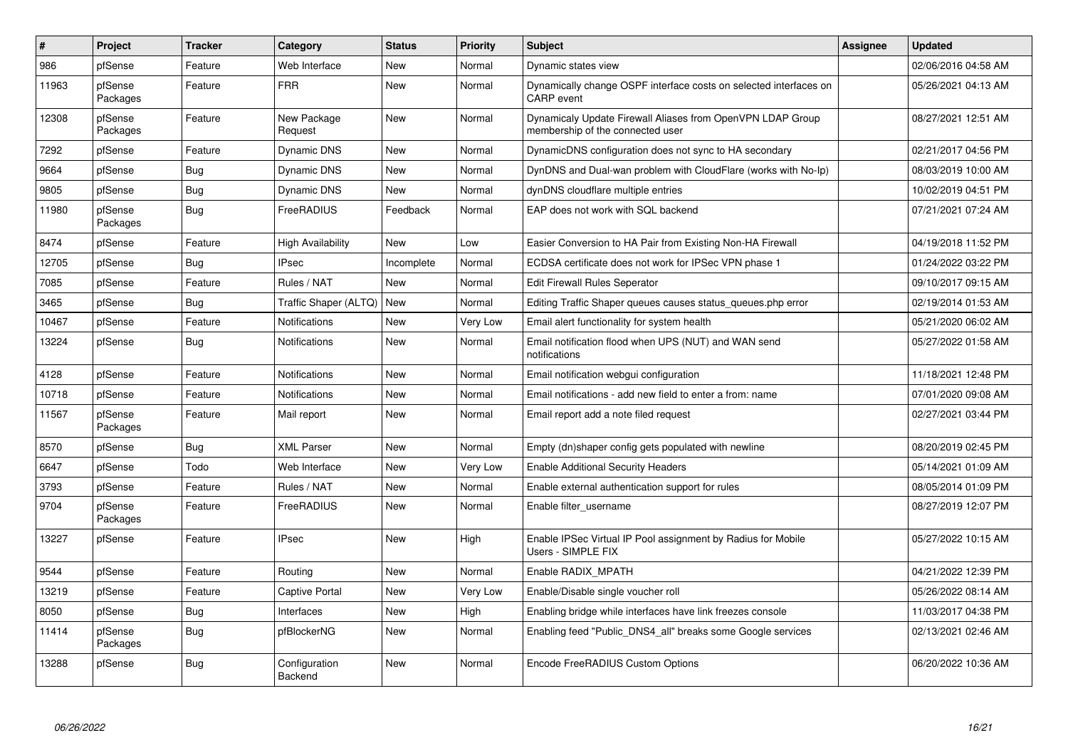| # | Project | Tracker | Category | Status | Priority | Subject | Assignee | Updated |
|---|---|---|---|---|---|---|---|---|
| 986 | pfSense | Feature | Web Interface | New | Normal | Dynamic states view | | 02/06/2016 04:58 AM |
| 11963 | pfSense Packages | Feature | FRR | New | Normal | Dynamically change OSPF interface costs on selected interfaces on CARP event | | 05/26/2021 04:13 AM |
| 12308 | pfSense Packages | Feature | New Package Request | New | Normal | Dynamicaly Update Firewall Aliases from OpenVPN LDAP Group membership of the connected user | | 08/27/2021 12:51 AM |
| 7292 | pfSense | Feature | Dynamic DNS | New | Normal | DynamicDNS configuration does not sync to HA secondary | | 02/21/2017 04:56 PM |
| 9664 | pfSense | Bug | Dynamic DNS | New | Normal | DynDNS and Dual-wan problem with CloudFlare (works with No-Ip) | | 08/03/2019 10:00 AM |
| 9805 | pfSense | Bug | Dynamic DNS | New | Normal | dynDNS cloudflare multiple entries | | 10/02/2019 04:51 PM |
| 11980 | pfSense Packages | Bug | FreeRADIUS | Feedback | Normal | EAP does not work with SQL backend | | 07/21/2021 07:24 AM |
| 8474 | pfSense | Feature | High Availability | New | Low | Easier Conversion to HA Pair from Existing Non-HA Firewall | | 04/19/2018 11:52 PM |
| 12705 | pfSense | Bug | IPsec | Incomplete | Normal | ECDSA certificate does not work for IPSec VPN phase 1 | | 01/24/2022 03:22 PM |
| 7085 | pfSense | Feature | Rules / NAT | New | Normal | Edit Firewall Rules Seperator | | 09/10/2017 09:15 AM |
| 3465 | pfSense | Bug | Traffic Shaper (ALTQ) | New | Normal | Editing Traffic Shaper queues causes status_queues.php error | | 02/19/2014 01:53 AM |
| 10467 | pfSense | Feature | Notifications | New | Very Low | Email alert functionality for system health | | 05/21/2020 06:02 AM |
| 13224 | pfSense | Bug | Notifications | New | Normal | Email notification flood when UPS (NUT) and WAN send notifications | | 05/27/2022 01:58 AM |
| 4128 | pfSense | Feature | Notifications | New | Normal | Email notification webgui configuration | | 11/18/2021 12:48 PM |
| 10718 | pfSense | Feature | Notifications | New | Normal | Email notifications - add new field to enter a from: name | | 07/01/2020 09:08 AM |
| 11567 | pfSense Packages | Feature | Mail report | New | Normal | Email report add a note filed request | | 02/27/2021 03:44 PM |
| 8570 | pfSense | Bug | XML Parser | New | Normal | Empty (dn)shaper config gets populated with newline | | 08/20/2019 02:45 PM |
| 6647 | pfSense | Todo | Web Interface | New | Very Low | Enable Additional Security Headers | | 05/14/2021 01:09 AM |
| 3793 | pfSense | Feature | Rules / NAT | New | Normal | Enable external authentication support for rules | | 08/05/2014 01:09 PM |
| 9704 | pfSense Packages | Feature | FreeRADIUS | New | Normal | Enable filter_username | | 08/27/2019 12:07 PM |
| 13227 | pfSense | Feature | IPsec | New | High | Enable IPSec Virtual IP Pool assignment by Radius for Mobile Users - SIMPLE FIX | | 05/27/2022 10:15 AM |
| 9544 | pfSense | Feature | Routing | New | Normal | Enable RADIX_MPATH | | 04/21/2022 12:39 PM |
| 13219 | pfSense | Feature | Captive Portal | New | Very Low | Enable/Disable single voucher roll | | 05/26/2022 08:14 AM |
| 8050 | pfSense | Bug | Interfaces | New | High | Enabling bridge while interfaces have link freezes console | | 11/03/2017 04:38 PM |
| 11414 | pfSense Packages | Bug | pfBlockerNG | New | Normal | Enabling feed "Public_DNS4_all" breaks some Google services | | 02/13/2021 02:46 AM |
| 13288 | pfSense | Bug | Configuration Backend | New | Normal | Encode FreeRADIUS Custom Options | | 06/20/2022 10:36 AM |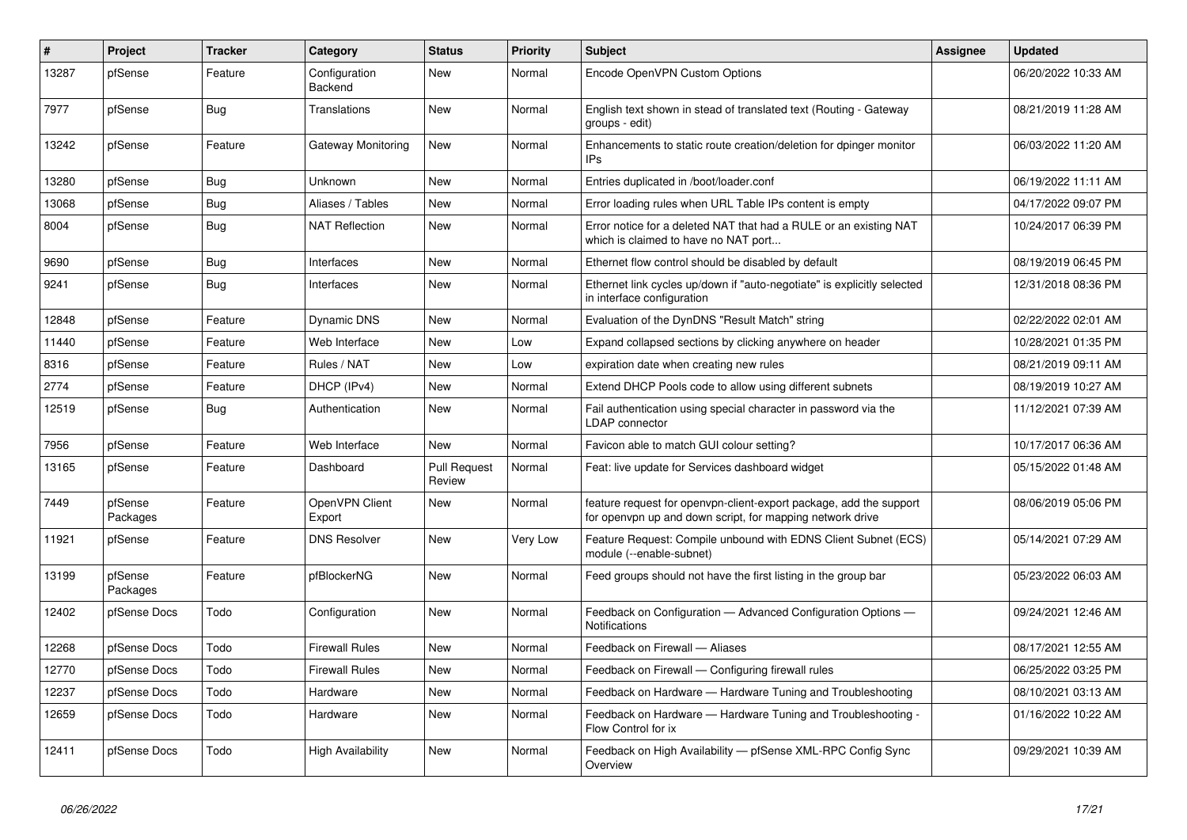| # | Project | Tracker | Category | Status | Priority | Subject | Assignee | Updated |
|---|---|---|---|---|---|---|---|---|
| 13287 | pfSense | Feature | Configuration Backend | New | Normal | Encode OpenVPN Custom Options | | 06/20/2022 10:33 AM |
| 7977 | pfSense | Bug | Translations | New | Normal | English text shown in stead of translated text (Routing - Gateway groups - edit) | | 08/21/2019 11:28 AM |
| 13242 | pfSense | Feature | Gateway Monitoring | New | Normal | Enhancements to static route creation/deletion for dpinger monitor IPs | | 06/03/2022 11:20 AM |
| 13280 | pfSense | Bug | Unknown | New | Normal | Entries duplicated in /boot/loader.conf | | 06/19/2022 11:11 AM |
| 13068 | pfSense | Bug | Aliases / Tables | New | Normal | Error loading rules when URL Table IPs content is empty | | 04/17/2022 09:07 PM |
| 8004 | pfSense | Bug | NAT Reflection | New | Normal | Error notice for a deleted NAT that had a RULE or an existing NAT which is claimed to have no NAT port... | | 10/24/2017 06:39 PM |
| 9690 | pfSense | Bug | Interfaces | New | Normal | Ethernet flow control should be disabled by default | | 08/19/2019 06:45 PM |
| 9241 | pfSense | Bug | Interfaces | New | Normal | Ethernet link cycles up/down if "auto-negotiate" is explicitly selected in interface configuration | | 12/31/2018 08:36 PM |
| 12848 | pfSense | Feature | Dynamic DNS | New | Normal | Evaluation of the DynDNS "Result Match" string | | 02/22/2022 02:01 AM |
| 11440 | pfSense | Feature | Web Interface | New | Low | Expand collapsed sections by clicking anywhere on header | | 10/28/2021 01:35 PM |
| 8316 | pfSense | Feature | Rules / NAT | New | Low | expiration date when creating new rules | | 08/21/2019 09:11 AM |
| 2774 | pfSense | Feature | DHCP (IPv4) | New | Normal | Extend DHCP Pools code to allow using different subnets | | 08/19/2019 10:27 AM |
| 12519 | pfSense | Bug | Authentication | New | Normal | Fail authentication using special character in password via the LDAP connector | | 11/12/2021 07:39 AM |
| 7956 | pfSense | Feature | Web Interface | New | Normal | Favicon able to match GUI colour setting? | | 10/17/2017 06:36 AM |
| 13165 | pfSense | Feature | Dashboard | Pull Request Review | Normal | Feat: live update for Services dashboard widget | | 05/15/2022 01:48 AM |
| 7449 | pfSense Packages | Feature | OpenVPN Client Export | New | Normal | feature request for openvpn-client-export package, add the support for openvpn up and down script, for mapping network drive | | 08/06/2019 05:06 PM |
| 11921 | pfSense | Feature | DNS Resolver | New | Very Low | Feature Request: Compile unbound with EDNS Client Subnet (ECS) module (--enable-subnet) | | 05/14/2021 07:29 AM |
| 13199 | pfSense Packages | Feature | pfBlockerNG | New | Normal | Feed groups should not have the first listing in the group bar | | 05/23/2022 06:03 AM |
| 12402 | pfSense Docs | Todo | Configuration | New | Normal | Feedback on Configuration — Advanced Configuration Options — Notifications | | 09/24/2021 12:46 AM |
| 12268 | pfSense Docs | Todo | Firewall Rules | New | Normal | Feedback on Firewall — Aliases | | 08/17/2021 12:55 AM |
| 12770 | pfSense Docs | Todo | Firewall Rules | New | Normal | Feedback on Firewall — Configuring firewall rules | | 06/25/2022 03:25 PM |
| 12237 | pfSense Docs | Todo | Hardware | New | Normal | Feedback on Hardware — Hardware Tuning and Troubleshooting | | 08/10/2021 03:13 AM |
| 12659 | pfSense Docs | Todo | Hardware | New | Normal | Feedback on Hardware — Hardware Tuning and Troubleshooting - Flow Control for ix | | 01/16/2022 10:22 AM |
| 12411 | pfSense Docs | Todo | High Availability | New | Normal | Feedback on High Availability — pfSense XML-RPC Config Sync Overview | | 09/29/2021 10:39 AM |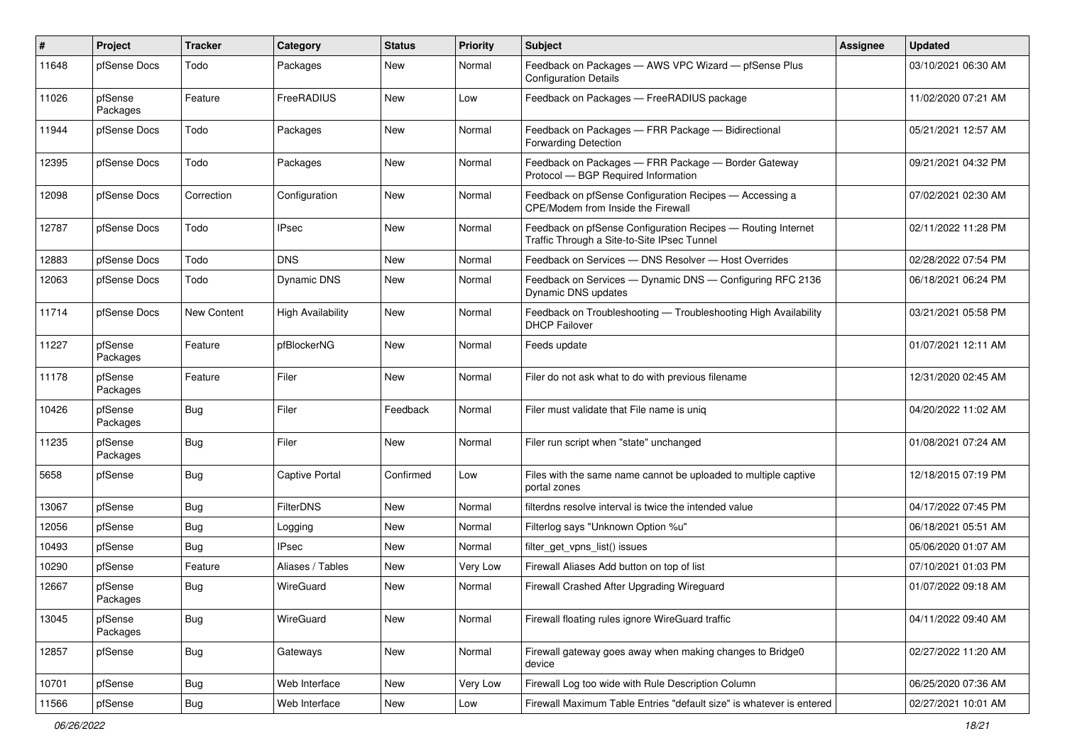| # | Project | Tracker | Category | Status | Priority | Subject | Assignee | Updated |
|---|---|---|---|---|---|---|---|---|
| 11648 | pfSense Docs | Todo | Packages | New | Normal | Feedback on Packages — AWS VPC Wizard — pfSense Plus Configuration Details | | 03/10/2021 06:30 AM |
| 11026 | pfSense Packages | Feature | FreeRADIUS | New | Low | Feedback on Packages — FreeRADIUS package | | 11/02/2020 07:21 AM |
| 11944 | pfSense Docs | Todo | Packages | New | Normal | Feedback on Packages — FRR Package — Bidirectional Forwarding Detection | | 05/21/2021 12:57 AM |
| 12395 | pfSense Docs | Todo | Packages | New | Normal | Feedback on Packages — FRR Package — Border Gateway Protocol — BGP Required Information | | 09/21/2021 04:32 PM |
| 12098 | pfSense Docs | Correction | Configuration | New | Normal | Feedback on pfSense Configuration Recipes — Accessing a CPE/Modem from Inside the Firewall | | 07/02/2021 02:30 AM |
| 12787 | pfSense Docs | Todo | IPsec | New | Normal | Feedback on pfSense Configuration Recipes — Routing Internet Traffic Through a Site-to-Site IPsec Tunnel | | 02/11/2022 11:28 PM |
| 12883 | pfSense Docs | Todo | DNS | New | Normal | Feedback on Services — DNS Resolver — Host Overrides | | 02/28/2022 07:54 PM |
| 12063 | pfSense Docs | Todo | Dynamic DNS | New | Normal | Feedback on Services — Dynamic DNS — Configuring RFC 2136 Dynamic DNS updates | | 06/18/2021 06:24 PM |
| 11714 | pfSense Docs | New Content | High Availability | New | Normal | Feedback on Troubleshooting — Troubleshooting High Availability DHCP Failover | | 03/21/2021 05:58 PM |
| 11227 | pfSense Packages | Feature | pfBlockerNG | New | Normal | Feeds update | | 01/07/2021 12:11 AM |
| 11178 | pfSense Packages | Feature | Filer | New | Normal | Filer do not ask what to do with previous filename | | 12/31/2020 02:45 AM |
| 10426 | pfSense Packages | Bug | Filer | Feedback | Normal | Filer must validate that File name is uniq | | 04/20/2022 11:02 AM |
| 11235 | pfSense Packages | Bug | Filer | New | Normal | Filer run script when "state" unchanged | | 01/08/2021 07:24 AM |
| 5658 | pfSense | Bug | Captive Portal | Confirmed | Low | Files with the same name cannot be uploaded to multiple captive portal zones | | 12/18/2015 07:19 PM |
| 13067 | pfSense | Bug | FilterDNS | New | Normal | filterdns resolve interval is twice the intended value | | 04/17/2022 07:45 PM |
| 12056 | pfSense | Bug | Logging | New | Normal | Filterlog says "Unknown Option %u" | | 06/18/2021 05:51 AM |
| 10493 | pfSense | Bug | IPsec | New | Normal | filter_get_vpns_list() issues | | 05/06/2020 01:07 AM |
| 10290 | pfSense | Feature | Aliases / Tables | New | Very Low | Firewall Aliases Add button on top of list | | 07/10/2021 01:03 PM |
| 12667 | pfSense Packages | Bug | WireGuard | New | Normal | Firewall Crashed After Upgrading Wireguard | | 01/07/2022 09:18 AM |
| 13045 | pfSense Packages | Bug | WireGuard | New | Normal | Firewall floating rules ignore WireGuard traffic | | 04/11/2022 09:40 AM |
| 12857 | pfSense | Bug | Gateways | New | Normal | Firewall gateway goes away when making changes to Bridge0 device | | 02/27/2022 11:20 AM |
| 10701 | pfSense | Bug | Web Interface | New | Very Low | Firewall Log too wide with Rule Description Column | | 06/25/2020 07:36 AM |
| 11566 | pfSense | Bug | Web Interface | New | Low | Firewall Maximum Table Entries "default size" is whatever is entered | | 02/27/2021 10:01 AM |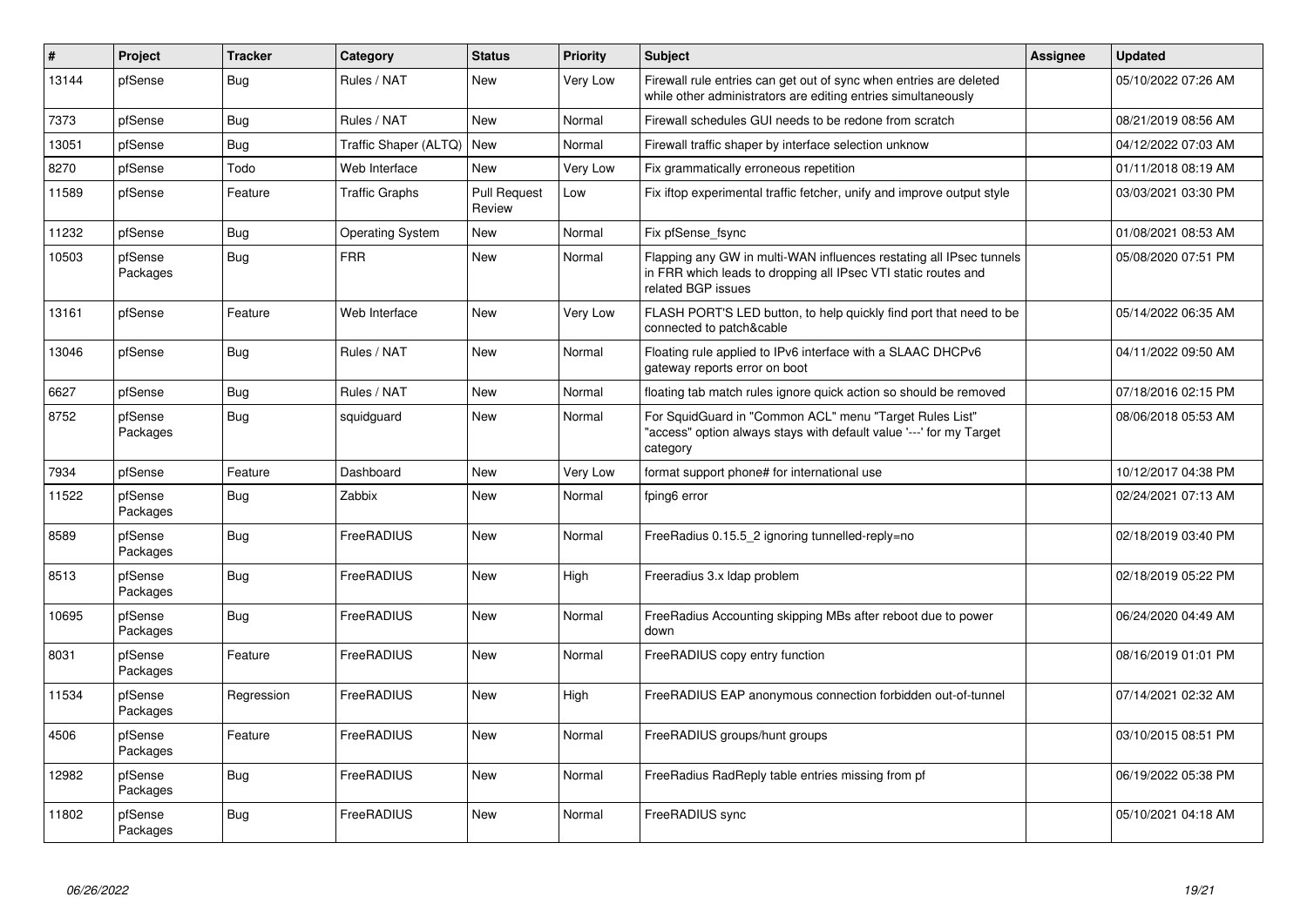| # | Project | Tracker | Category | Status | Priority | Subject | Assignee | Updated |
|---|---|---|---|---|---|---|---|---|
| 13144 | pfSense | Bug | Rules / NAT | New | Very Low | Firewall rule entries can get out of sync when entries are deleted while other administrators are editing entries simultaneously | | 05/10/2022 07:26 AM |
| 7373 | pfSense | Bug | Rules / NAT | New | Normal | Firewall schedules GUI needs to be redone from scratch | | 08/21/2019 08:56 AM |
| 13051 | pfSense | Bug | Traffic Shaper (ALTQ) | New | Normal | Firewall traffic shaper by interface selection unknow | | 04/12/2022 07:03 AM |
| 8270 | pfSense | Todo | Web Interface | New | Very Low | Fix grammatically erroneous repetition | | 01/11/2018 08:19 AM |
| 11589 | pfSense | Feature | Traffic Graphs | Pull Request Review | Low | Fix iftop experimental traffic fetcher, unify and improve output style | | 03/03/2021 03:30 PM |
| 11232 | pfSense | Bug | Operating System | New | Normal | Fix pfSense_fsync | | 01/08/2021 08:53 AM |
| 10503 | pfSense Packages | Bug | FRR | New | Normal | Flapping any GW in multi-WAN influences restating all IPsec tunnels in FRR which leads to dropping all IPsec VTI static routes and related BGP issues | | 05/08/2020 07:51 PM |
| 13161 | pfSense | Feature | Web Interface | New | Very Low | FLASH PORT'S LED button, to help quickly find port that need to be connected to patch&cable | | 05/14/2022 06:35 AM |
| 13046 | pfSense | Bug | Rules / NAT | New | Normal | Floating rule applied to IPv6 interface with a SLAAC DHCPv6 gateway reports error on boot | | 04/11/2022 09:50 AM |
| 6627 | pfSense | Bug | Rules / NAT | New | Normal | floating tab match rules ignore quick action so should be removed | | 07/18/2016 02:15 PM |
| 8752 | pfSense Packages | Bug | squidguard | New | Normal | For SquidGuard in "Common ACL" menu "Target Rules List" "access" option always stays with default value '---' for my Target category | | 08/06/2018 05:53 AM |
| 7934 | pfSense | Feature | Dashboard | New | Very Low | format support phone# for international use | | 10/12/2017 04:38 PM |
| 11522 | pfSense Packages | Bug | Zabbix | New | Normal | fping6 error | | 02/24/2021 07:13 AM |
| 8589 | pfSense Packages | Bug | FreeRADIUS | New | Normal | FreeRadius 0.15.5_2 ignoring tunnelled-reply=no | | 02/18/2019 03:40 PM |
| 8513 | pfSense Packages | Bug | FreeRADIUS | New | High | Freeradius 3.x ldap problem | | 02/18/2019 05:22 PM |
| 10695 | pfSense Packages | Bug | FreeRADIUS | New | Normal | FreeRadius Accounting skipping MBs after reboot due to power down | | 06/24/2020 04:49 AM |
| 8031 | pfSense Packages | Feature | FreeRADIUS | New | Normal | FreeRADIUS copy entry function | | 08/16/2019 01:01 PM |
| 11534 | pfSense Packages | Regression | FreeRADIUS | New | High | FreeRADIUS EAP anonymous connection forbidden out-of-tunnel | | 07/14/2021 02:32 AM |
| 4506 | pfSense Packages | Feature | FreeRADIUS | New | Normal | FreeRADIUS groups/hunt groups | | 03/10/2015 08:51 PM |
| 12982 | pfSense Packages | Bug | FreeRADIUS | New | Normal | FreeRadius RadReply table entries missing from pf | | 06/19/2022 05:38 PM |
| 11802 | pfSense Packages | Bug | FreeRADIUS | New | Normal | FreeRADIUS sync | | 05/10/2021 04:18 AM |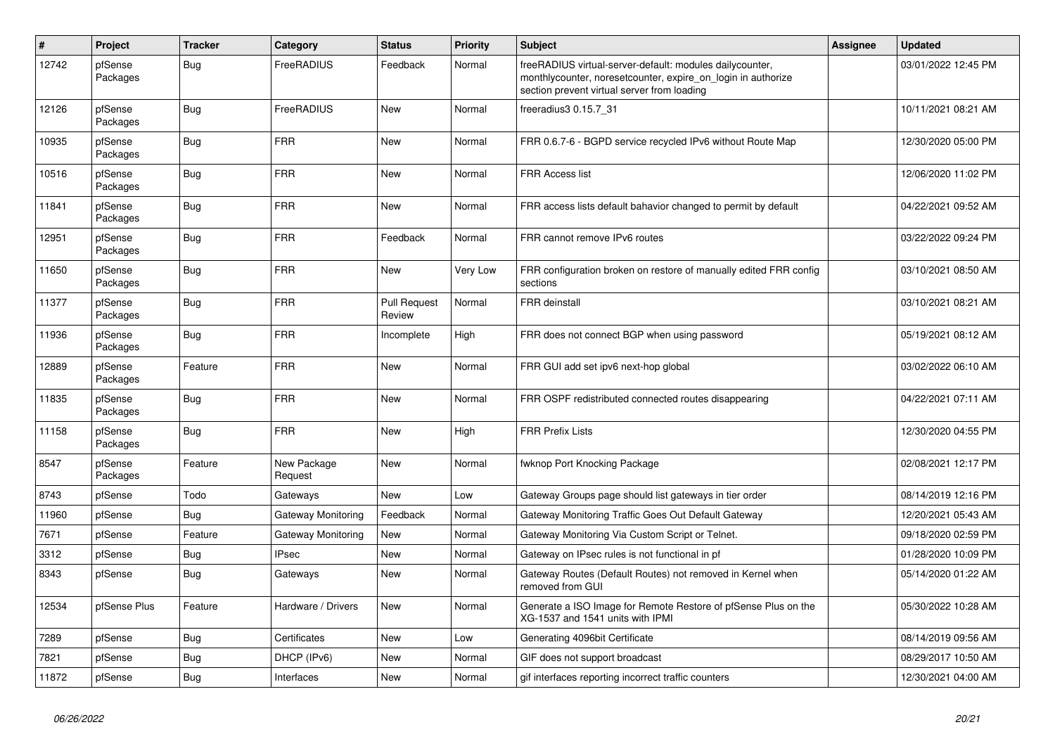| # | Project | Tracker | Category | Status | Priority | Subject | Assignee | Updated |
|---|---|---|---|---|---|---|---|---|
| 12742 | pfSense Packages | Bug | FreeRADIUS | Feedback | Normal | freeRADIUS virtual-server-default: modules dailycounter, monthlycounter, noresetcounter, expire_on_login in authorize section prevent virtual server from loading | | 03/01/2022 12:45 PM |
| 12126 | pfSense Packages | Bug | FreeRADIUS | New | Normal | freeradius3 0.15.7_31 | | 10/11/2021 08:21 AM |
| 10935 | pfSense Packages | Bug | FRR | New | Normal | FRR 0.6.7-6 - BGPD service recycled IPv6 without Route Map | | 12/30/2020 05:00 PM |
| 10516 | pfSense Packages | Bug | FRR | New | Normal | FRR Access list | | 12/06/2020 11:02 PM |
| 11841 | pfSense Packages | Bug | FRR | New | Normal | FRR access lists default bahavior changed to permit by default | | 04/22/2021 09:52 AM |
| 12951 | pfSense Packages | Bug | FRR | Feedback | Normal | FRR cannot remove IPv6 routes | | 03/22/2022 09:24 PM |
| 11650 | pfSense Packages | Bug | FRR | New | Very Low | FRR configuration broken on restore of manually edited FRR config sections | | 03/10/2021 08:50 AM |
| 11377 | pfSense Packages | Bug | FRR | Pull Request Review | Normal | FRR deinstall | | 03/10/2021 08:21 AM |
| 11936 | pfSense Packages | Bug | FRR | Incomplete | High | FRR does not connect BGP when using password | | 05/19/2021 08:12 AM |
| 12889 | pfSense Packages | Feature | FRR | New | Normal | FRR GUI add set ipv6 next-hop global | | 03/02/2022 06:10 AM |
| 11835 | pfSense Packages | Bug | FRR | New | Normal | FRR OSPF redistributed connected routes disappearing | | 04/22/2021 07:11 AM |
| 11158 | pfSense Packages | Bug | FRR | New | High | FRR Prefix Lists | | 12/30/2020 04:55 PM |
| 8547 | pfSense Packages | Feature | New Package Request | New | Normal | fwknop Port Knocking Package | | 02/08/2021 12:17 PM |
| 8743 | pfSense | Todo | Gateways | New | Low | Gateway Groups page should list gateways in tier order | | 08/14/2019 12:16 PM |
| 11960 | pfSense | Bug | Gateway Monitoring | Feedback | Normal | Gateway Monitoring Traffic Goes Out Default Gateway | | 12/20/2021 05:43 AM |
| 7671 | pfSense | Feature | Gateway Monitoring | New | Normal | Gateway Monitoring Via Custom Script or Telnet. | | 09/18/2020 02:59 PM |
| 3312 | pfSense | Bug | IPsec | New | Normal | Gateway on IPsec rules is not functional in pf | | 01/28/2020 10:09 PM |
| 8343 | pfSense | Bug | Gateways | New | Normal | Gateway Routes (Default Routes) not removed in Kernel when removed from GUI | | 05/14/2020 01:22 AM |
| 12534 | pfSense Plus | Feature | Hardware / Drivers | New | Normal | Generate a ISO Image for Remote Restore of pfSense Plus on the XG-1537 and 1541 units with IPMI | | 05/30/2022 10:28 AM |
| 7289 | pfSense | Bug | Certificates | New | Low | Generating 4096bit Certificate | | 08/14/2019 09:56 AM |
| 7821 | pfSense | Bug | DHCP (IPv6) | New | Normal | GIF does not support broadcast | | 08/29/2017 10:50 AM |
| 11872 | pfSense | Bug | Interfaces | New | Normal | gif interfaces reporting incorrect traffic counters | | 12/30/2021 04:00 AM |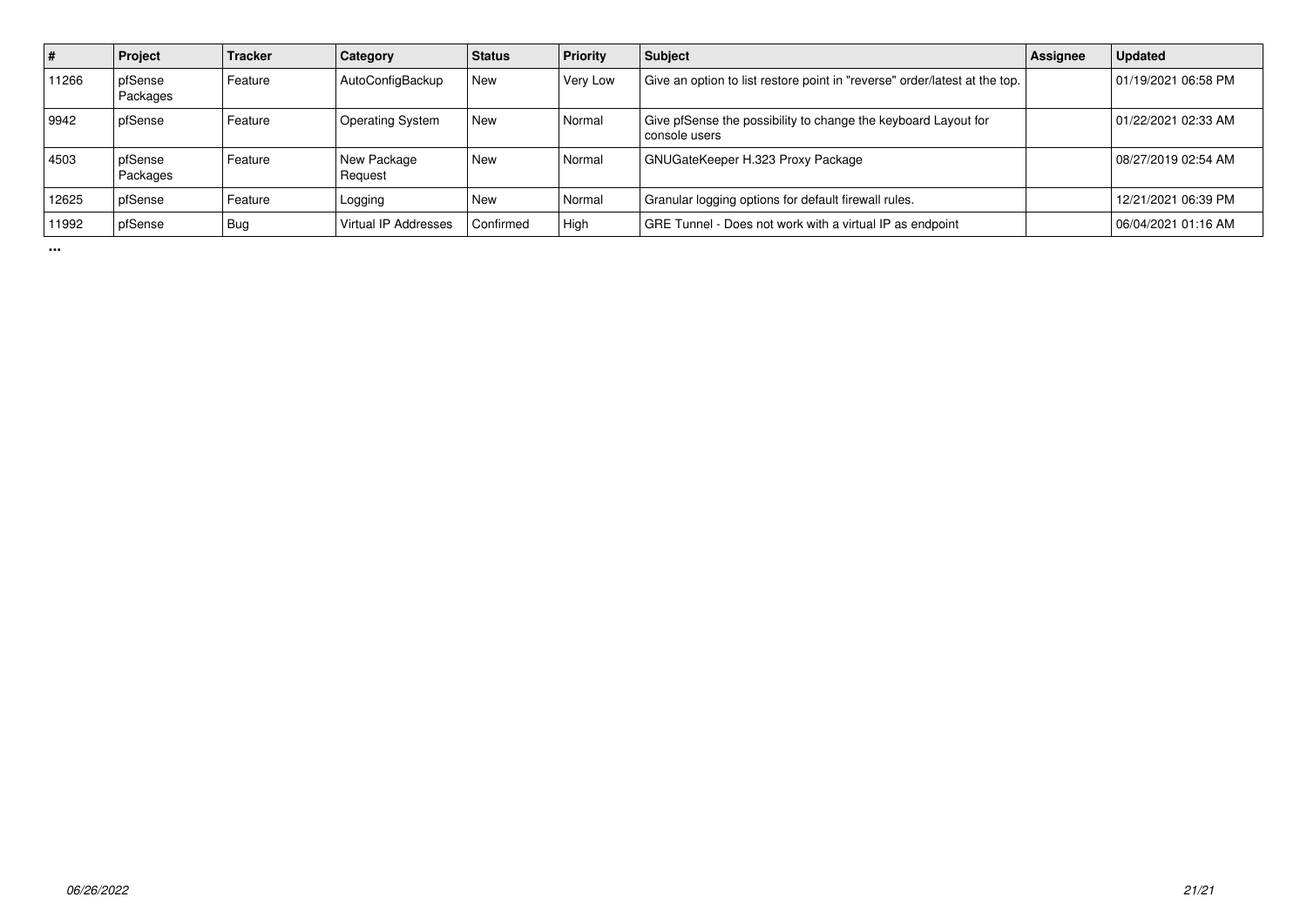| # | Project | Tracker | Category | Status | Priority | Subject | Assignee | Updated |
|---|---|---|---|---|---|---|---|---|
| 11266 | pfSense Packages | Feature | AutoConfigBackup | New | Very Low | Give an option to list restore point in "reverse" order/latest at the top. | | 01/19/2021 06:58 PM |
| 9942 | pfSense | Feature | Operating System | New | Normal | Give pfSense the possibility to change the keyboard Layout for console users | | 01/22/2021 02:33 AM |
| 4503 | pfSense Packages | Feature | New Package Request | New | Normal | GNUGateKeeper H.323 Proxy Package | | 08/27/2019 02:54 AM |
| 12625 | pfSense | Feature | Logging | New | Normal | Granular logging options for default firewall rules. | | 12/21/2021 06:39 PM |
| 11992 | pfSense | Bug | Virtual IP Addresses | Confirmed | High | GRE Tunnel - Does not work with a virtual IP as endpoint | | 06/04/2021 01:16 AM |

...